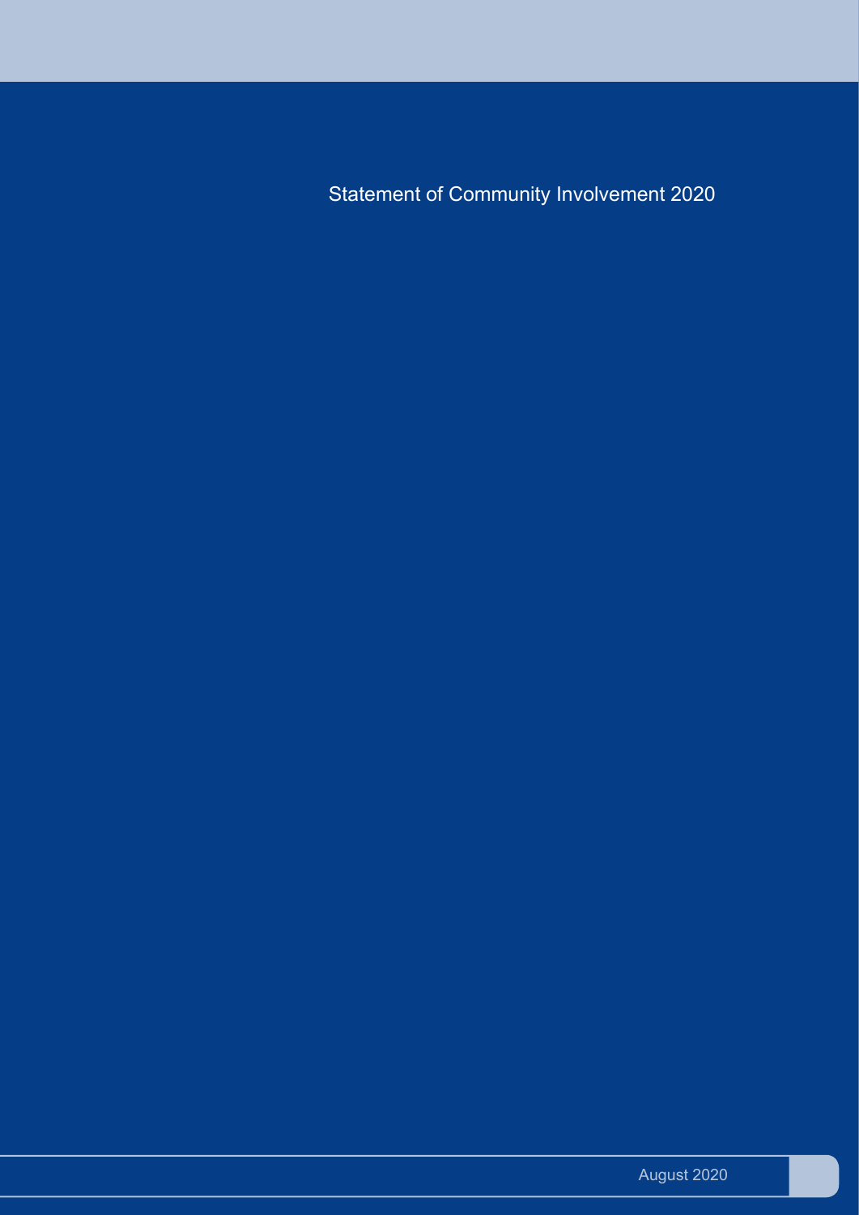# Statement of Community Involvement 2020

August 2020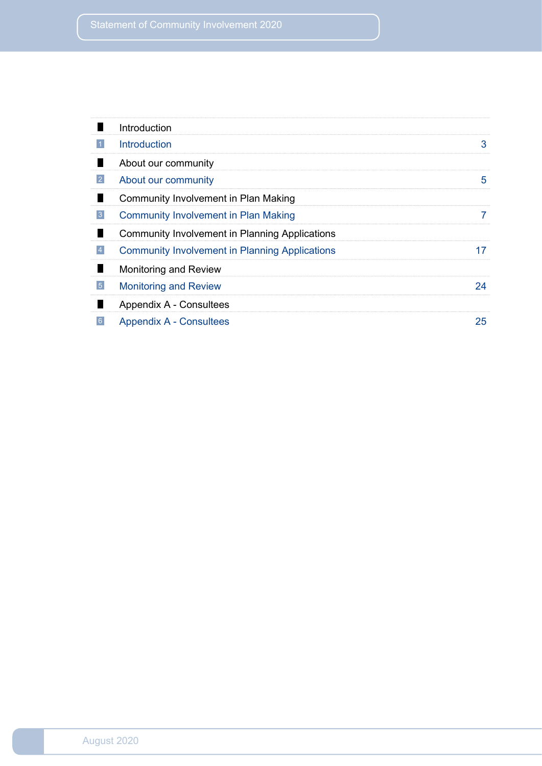| | | |
|---|---|---|
| | Introduction | |
| 1 | Introduction | 3 |
| | About our community | |
| 2 | About our community | 5 |
| | Community Involvement in Plan Making | |
| 3 | Community Involvement in Plan Making | 7 |
| | Community Involvement in Planning Applications | |
| 4 | Community Involvement in Planning Applications | 17 |
| | Monitoring and Review | |
| 5 | Monitoring and Review | 24 |
| | Appendix A - Consultees | |
| 6 | Appendix A - Consultees | 25 |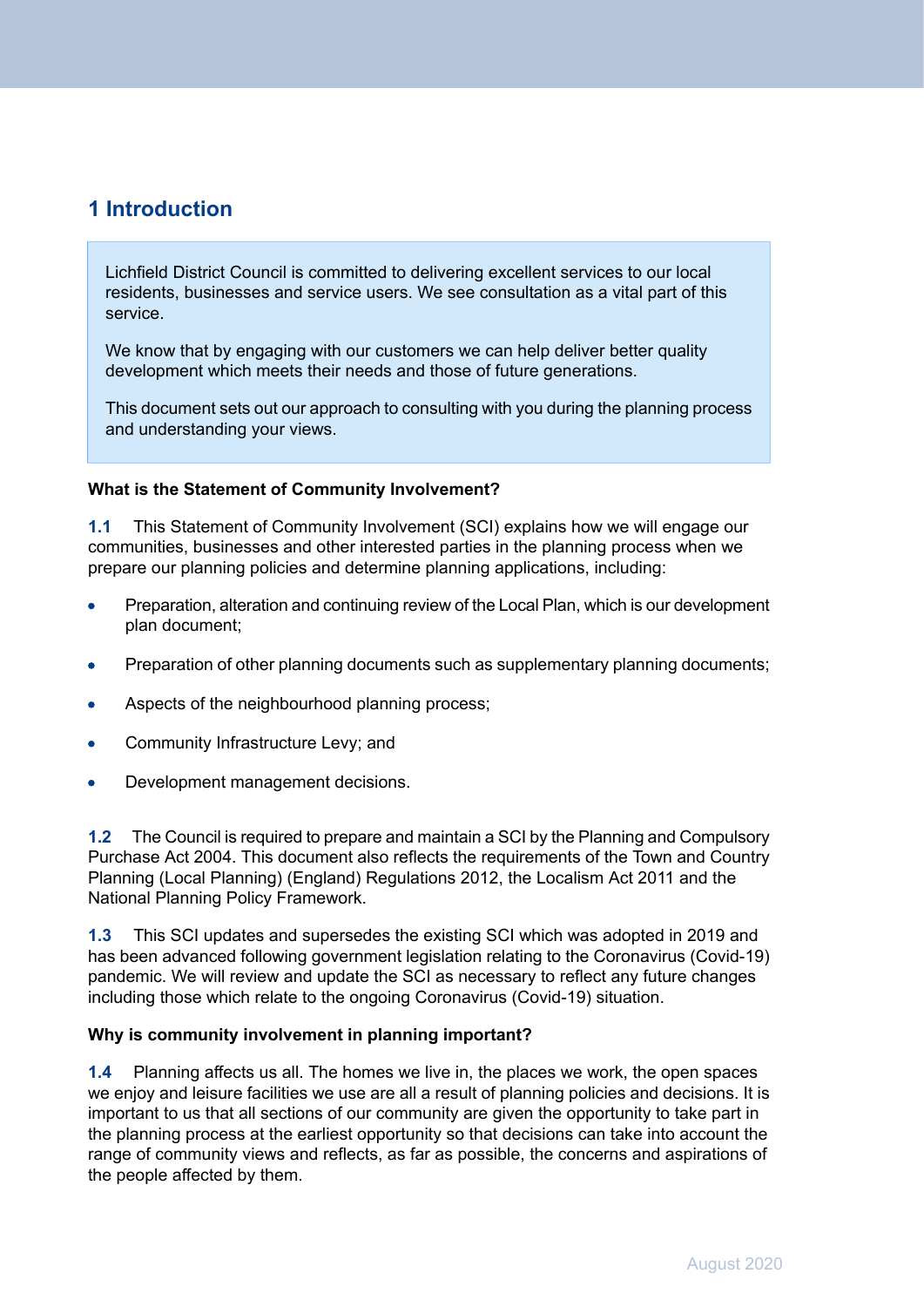# 1 Introduction

> Lichfield District Council is committed to delivering excellent services to our local residents, businesses and service users. We see consultation as a vital part of this service.
>
> We know that by engaging with our customers we can help deliver better quality development which meets their needs and those of future generations.
>
> This document sets out our approach to consulting with you during the planning process and understanding your views.

**What is the Statement of Community Involvement?**

**1.1** This Statement of Community Involvement (SCI) explains how we will engage our communities, businesses and other interested parties in the planning process when we prepare our planning policies and determine planning applications, including:

- Preparation, alteration and continuing review of the Local Plan, which is our development plan document;
- Preparation of other planning documents such as supplementary planning documents;
- Aspects of the neighbourhood planning process;
- Community Infrastructure Levy; and
- Development management decisions.

**1.2** The Council is required to prepare and maintain a SCI by the Planning and Compulsory Purchase Act 2004. This document also reflects the requirements of the Town and Country Planning (Local Planning) (England) Regulations 2012, the Localism Act 2011 and the National Planning Policy Framework.

**1.3** This SCI updates and supersedes the existing SCI which was adopted in 2019 and has been advanced following government legislation relating to the Coronavirus (Covid-19) pandemic. We will review and update the SCI as necessary to reflect any future changes including those which relate to the ongoing Coronavirus (Covid-19) situation.

**Why is community involvement in planning important?**

**1.4** Planning affects us all. The homes we live in, the places we work, the open spaces we enjoy and leisure facilities we use are all a result of planning policies and decisions. It is important to us that all sections of our community are given the opportunity to take part in the planning process at the earliest opportunity so that decisions can take into account the range of community views and reflects, as far as possible, the concerns and aspirations of the people affected by them.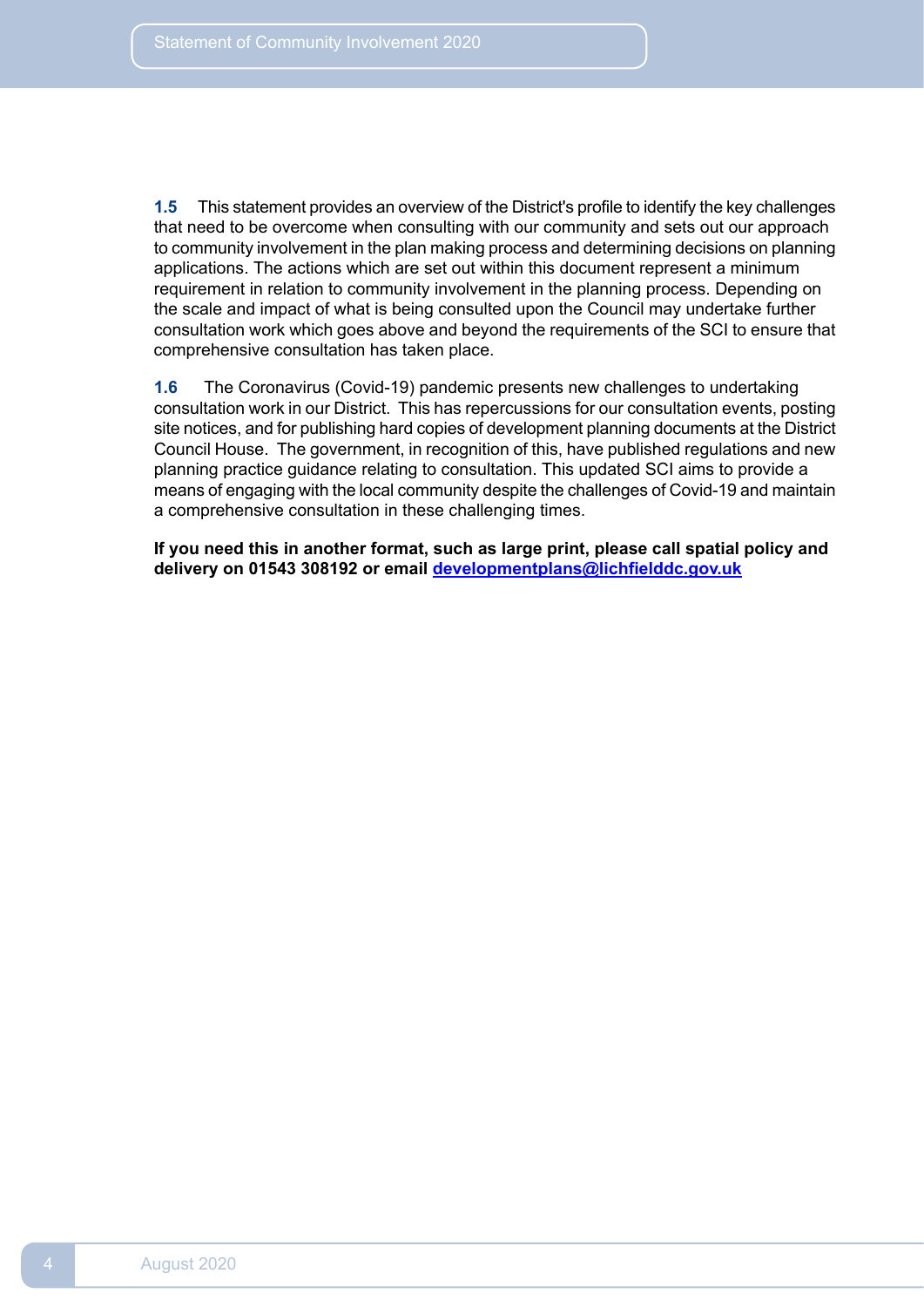**1.5** This statement provides an overview of the District's profile to identify the key challenges that need to be overcome when consulting with our community and sets out our approach to community involvement in the plan making process and determining decisions on planning applications. The actions which are set out within this document represent a minimum requirement in relation to community involvement in the planning process. Depending on the scale and impact of what is being consulted upon the Council may undertake further consultation work which goes above and beyond the requirements of the SCI to ensure that comprehensive consultation has taken place.

**1.6** The Coronavirus (Covid-19) pandemic presents new challenges to undertaking consultation work in our District. This has repercussions for our consultation events, posting site notices, and for publishing hard copies of development planning documents at the District Council House. The government, in recognition of this, have published regulations and new planning practice guidance relating to consultation. This updated SCI aims to provide a means of engaging with the local community despite the challenges of Covid-19 and maintain a comprehensive consultation in these challenging times.

**If you need this in another format, such as large print, please call spatial policy and delivery on 01543 308192 or email developmentplans@lichfielddc.gov.uk**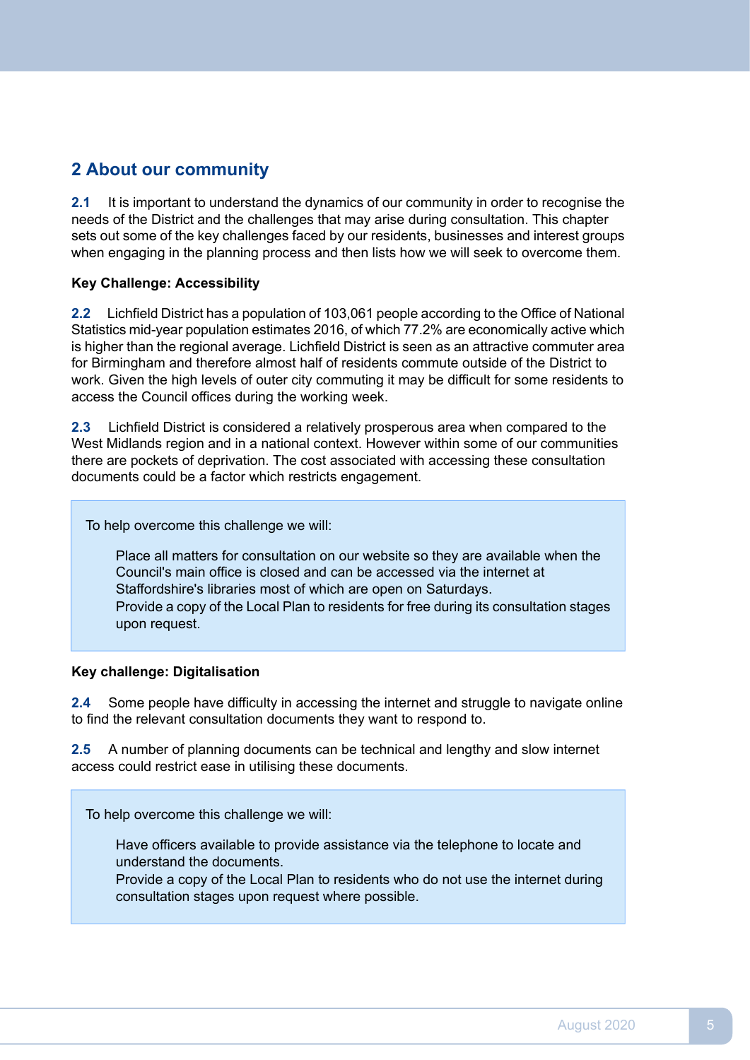## 2 About our community

**2.1** It is important to understand the dynamics of our community in order to recognise the needs of the District and the challenges that may arise during consultation. This chapter sets out some of the key challenges faced by our residents, businesses and interest groups when engaging in the planning process and then lists how we will seek to overcome them.

**Key Challenge: Accessibility**

**2.2** Lichfield District has a population of 103,061 people according to the Office of National Statistics mid-year population estimates 2016, of which 77.2% are economically active which is higher than the regional average. Lichfield District is seen as an attractive commuter area for Birmingham and therefore almost half of residents commute outside of the District to work. Given the high levels of outer city commuting it may be difficult for some residents to access the Council offices during the working week.

**2.3** Lichfield District is considered a relatively prosperous area when compared to the West Midlands region and in a national context. However within some of our communities there are pockets of deprivation. The cost associated with accessing these consultation documents could be a factor which restricts engagement.

To help overcome this challenge we will:

- Place all matters for consultation on our website so they are available when the Council's main office is closed and can be accessed via the internet at Staffordshire's libraries most of which are open on Saturdays.
- Provide a copy of the Local Plan to residents for free during its consultation stages upon request.

**Key challenge: Digitalisation**

**2.4** Some people have difficulty in accessing the internet and struggle to navigate online to find the relevant consultation documents they want to respond to.

**2.5** A number of planning documents can be technical and lengthy and slow internet access could restrict ease in utilising these documents.

To help overcome this challenge we will:

- Have officers available to provide assistance via the telephone to locate and understand the documents.
- Provide a copy of the Local Plan to residents who do not use the internet during consultation stages upon request where possible.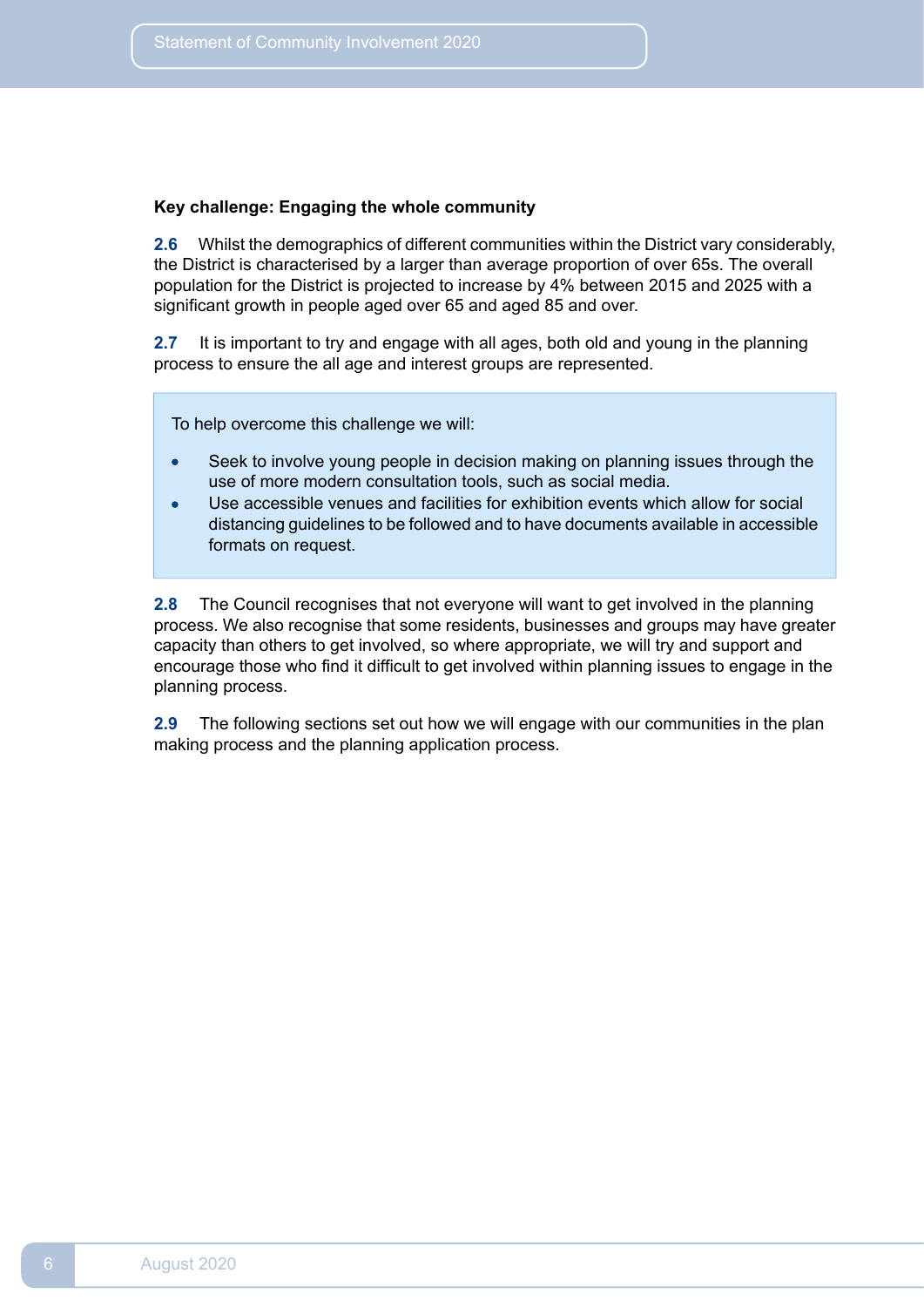**Key challenge: Engaging the whole community**

**2.6** Whilst the demographics of different communities within the District vary considerably, the District is characterised by a larger than average proportion of over 65s. The overall population for the District is projected to increase by 4% between 2015 and 2025 with a significant growth in people aged over 65 and aged 85 and over.

**2.7** It is important to try and engage with all ages, both old and young in the planning process to ensure the all age and interest groups are represented.

> To help overcome this challenge we will:
>
> - Seek to involve young people in decision making on planning issues through the use of more modern consultation tools, such as social media.
> - Use accessible venues and facilities for exhibition events which allow for social distancing guidelines to be followed and to have documents available in accessible formats on request.

**2.8** The Council recognises that not everyone will want to get involved in the planning process. We also recognise that some residents, businesses and groups may have greater capacity than others to get involved, so where appropriate, we will try and support and encourage those who find it difficult to get involved within planning issues to engage in the planning process.

**2.9** The following sections set out how we will engage with our communities in the plan making process and the planning application process.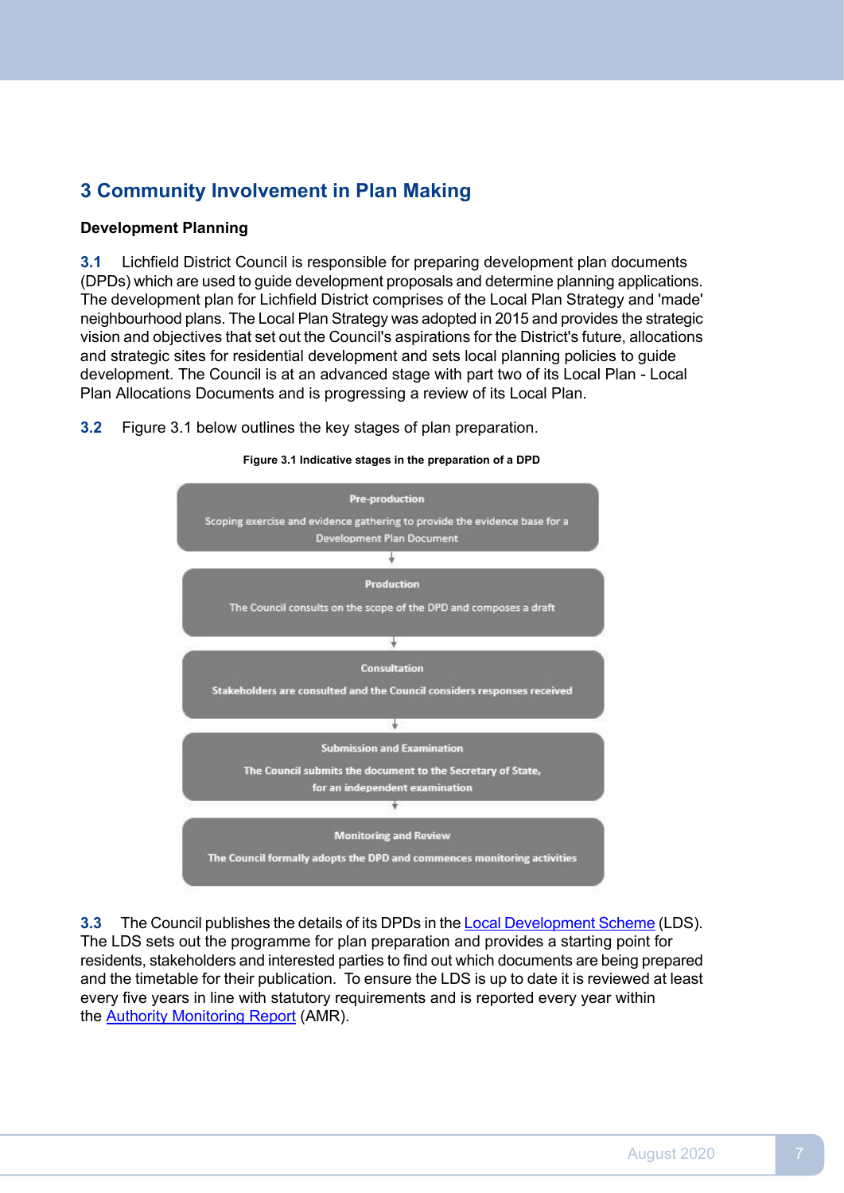# 3 Community Involvement in Plan Making

### Development Planning

**3.1** Lichfield District Council is responsible for preparing development plan documents (DPDs) which are used to guide development proposals and determine planning applications. The development plan for Lichfield District comprises of the Local Plan Strategy and 'made' neighbourhood plans. The Local Plan Strategy was adopted in 2015 and provides the strategic vision and objectives that set out the Council's aspirations for the District's future, allocations and strategic sites for residential development and sets local planning policies to guide development. The Council is at an advanced stage with part two of its Local Plan - Local Plan Allocations Documents and is progressing a review of its Local Plan.

**3.2** Figure 3.1 below outlines the key stages of plan preparation.

**Figure 3.1 Indicative stages in the preparation of a DPD**

**Pre-production**

Scoping exercise and evidence gathering to provide the evidence base for a Development Plan Document

↓

**Production**

The Council consults on the scope of the DPD and composes a draft

↓

**Consultation**

Stakeholders are consulted and the Council considers responses received

↓

**Submission and Examination**

The Council submits the document to the Secretary of State, for an independent examination

↓

**Monitoring and Review**

The Council formally adopts the DPD and commences monitoring activities

**3.3** The Council publishes the details of its DPDs in the Local Development Scheme (LDS). The LDS sets out the programme for plan preparation and provides a starting point for residents, stakeholders and interested parties to find out which documents are being prepared and the timetable for their publication. To ensure the LDS is up to date it is reviewed at least every five years in line with statutory requirements and is reported every year within the Authority Monitoring Report (AMR).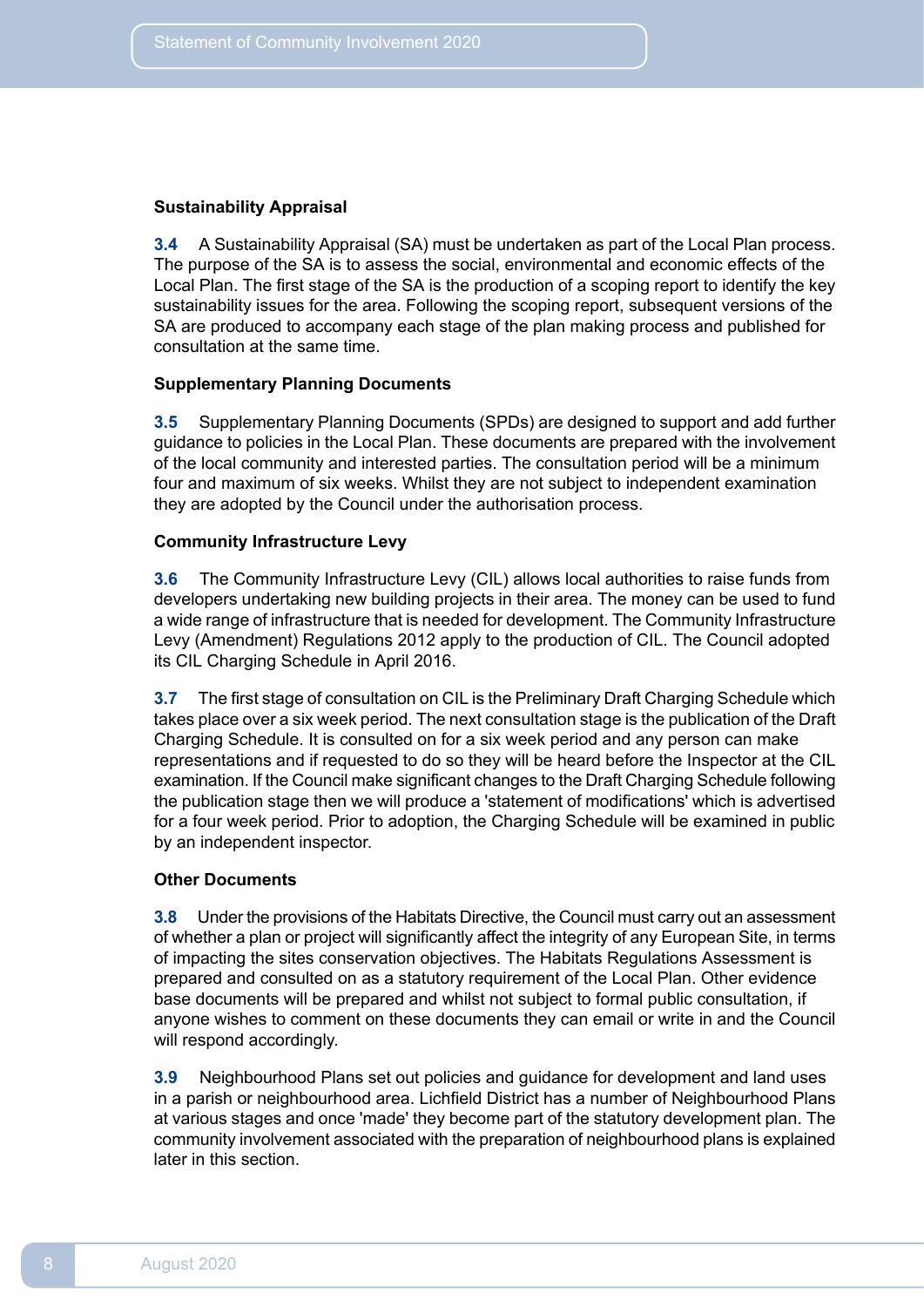### Sustainability Appraisal

**3.4** A Sustainability Appraisal (SA) must be undertaken as part of the Local Plan process. The purpose of the SA is to assess the social, environmental and economic effects of the Local Plan. The first stage of the SA is the production of a scoping report to identify the key sustainability issues for the area. Following the scoping report, subsequent versions of the SA are produced to accompany each stage of the plan making process and published for consultation at the same time.

### Supplementary Planning Documents

**3.5** Supplementary Planning Documents (SPDs) are designed to support and add further guidance to policies in the Local Plan. These documents are prepared with the involvement of the local community and interested parties. The consultation period will be a minimum four and maximum of six weeks. Whilst they are not subject to independent examination they are adopted by the Council under the authorisation process.

### Community Infrastructure Levy

**3.6** The Community Infrastructure Levy (CIL) allows local authorities to raise funds from developers undertaking new building projects in their area. The money can be used to fund a wide range of infrastructure that is needed for development. The Community Infrastructure Levy (Amendment) Regulations 2012 apply to the production of CIL. The Council adopted its CIL Charging Schedule in April 2016.

**3.7** The first stage of consultation on CIL is the Preliminary Draft Charging Schedule which takes place over a six week period. The next consultation stage is the publication of the Draft Charging Schedule. It is consulted on for a six week period and any person can make representations and if requested to do so they will be heard before the Inspector at the CIL examination. If the Council make significant changes to the Draft Charging Schedule following the publication stage then we will produce a 'statement of modifications' which is advertised for a four week period. Prior to adoption, the Charging Schedule will be examined in public by an independent inspector.

### Other Documents

**3.8** Under the provisions of the Habitats Directive, the Council must carry out an assessment of whether a plan or project will significantly affect the integrity of any European Site, in terms of impacting the sites conservation objectives. The Habitats Regulations Assessment is prepared and consulted on as a statutory requirement of the Local Plan. Other evidence base documents will be prepared and whilst not subject to formal public consultation, if anyone wishes to comment on these documents they can email or write in and the Council will respond accordingly.

**3.9** Neighbourhood Plans set out policies and guidance for development and land uses in a parish or neighbourhood area. Lichfield District has a number of Neighbourhood Plans at various stages and once 'made' they become part of the statutory development plan. The community involvement associated with the preparation of neighbourhood plans is explained later in this section.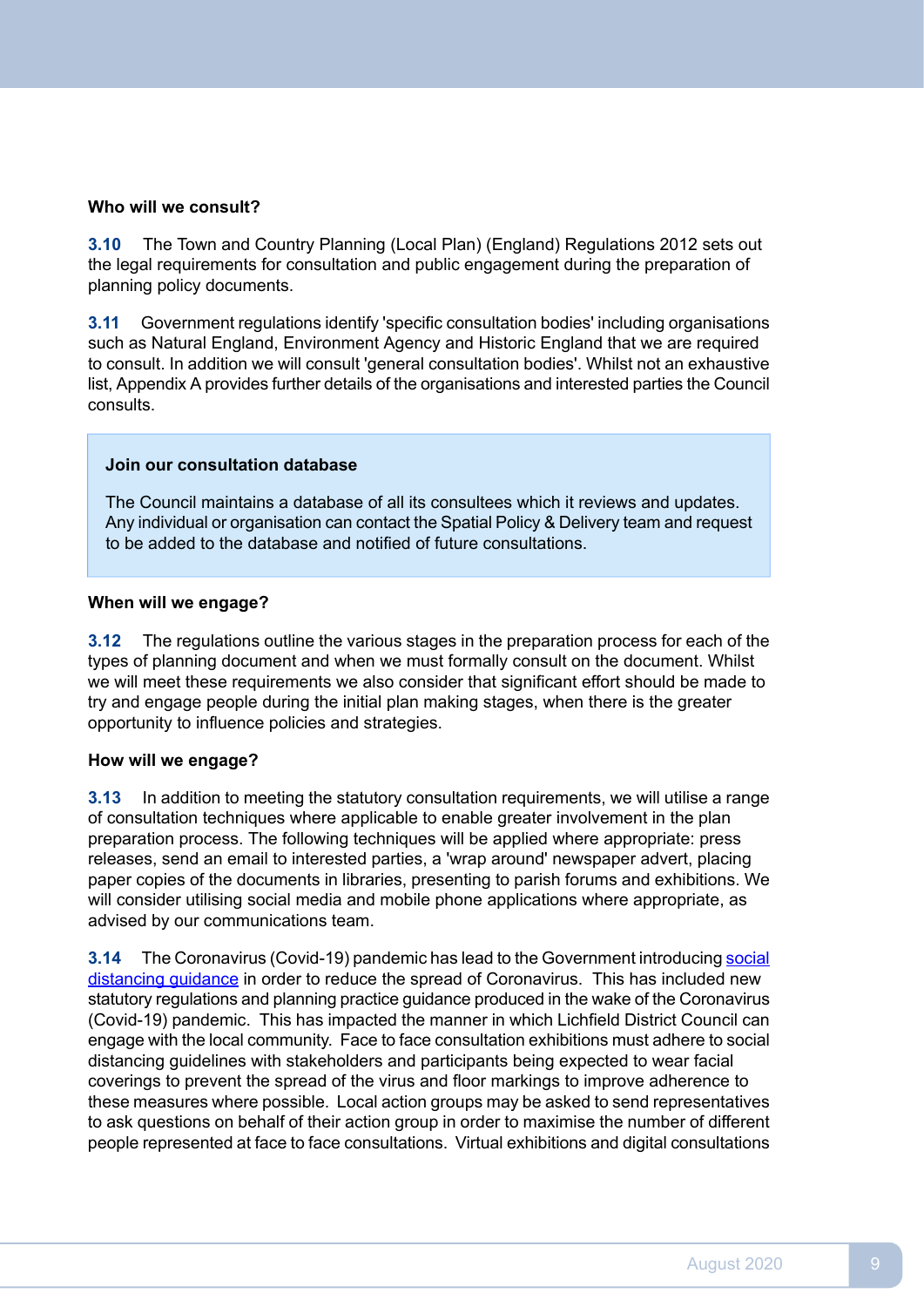**Who will we consult?**

**3.10** The Town and Country Planning (Local Plan) (England) Regulations 2012 sets out the legal requirements for consultation and public engagement during the preparation of planning policy documents.

**3.11** Government regulations identify 'specific consultation bodies' including organisations such as Natural England, Environment Agency and Historic England that we are required to consult. In addition we will consult 'general consultation bodies'. Whilst not an exhaustive list, Appendix A provides further details of the organisations and interested parties the Council consults.

> **Join our consultation database**
>
> The Council maintains a database of all its consultees which it reviews and updates. Any individual or organisation can contact the Spatial Policy & Delivery team and request to be added to the database and notified of future consultations.

**When will we engage?**

**3.12** The regulations outline the various stages in the preparation process for each of the types of planning document and when we must formally consult on the document. Whilst we will meet these requirements we also consider that significant effort should be made to try and engage people during the initial plan making stages, when there is the greater opportunity to influence policies and strategies.

**How will we engage?**

**3.13** In addition to meeting the statutory consultation requirements, we will utilise a range of consultation techniques where applicable to enable greater involvement in the plan preparation process. The following techniques will be applied where appropriate: press releases, send an email to interested parties, a 'wrap around' newspaper advert, placing paper copies of the documents in libraries, presenting to parish forums and exhibitions. We will consider utilising social media and mobile phone applications where appropriate, as advised by our communications team.

**3.14** The Coronavirus (Covid-19) pandemic has lead to the Government introducing social distancing guidance in order to reduce the spread of Coronavirus. This has included new statutory regulations and planning practice guidance produced in the wake of the Coronavirus (Covid-19) pandemic. This has impacted the manner in which Lichfield District Council can engage with the local community. Face to face consultation exhibitions must adhere to social distancing guidelines with stakeholders and participants being expected to wear facial coverings to prevent the spread of the virus and floor markings to improve adherence to these measures where possible. Local action groups may be asked to send representatives to ask questions on behalf of their action group in order to maximise the number of different people represented at face to face consultations. Virtual exhibitions and digital consultations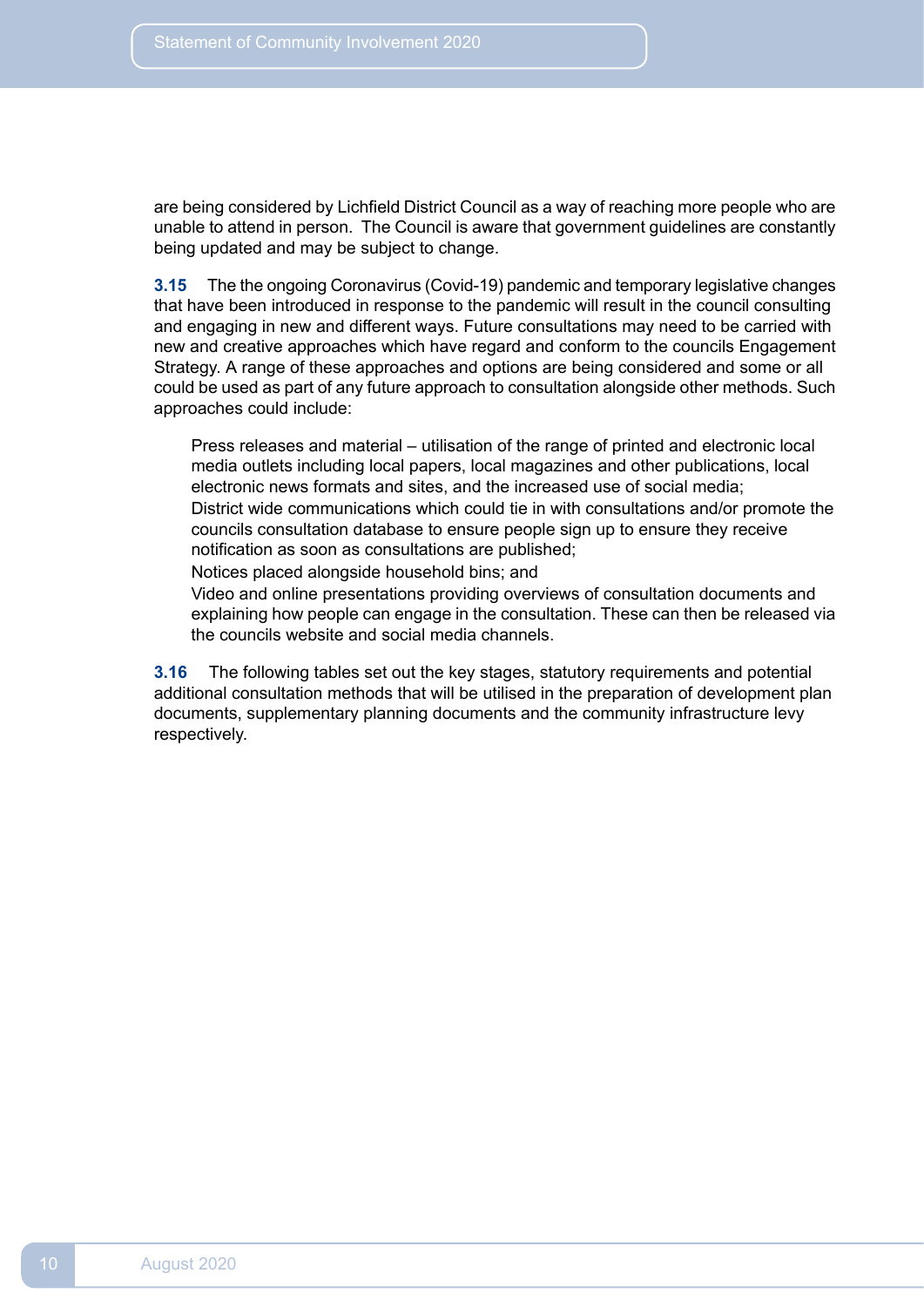are being considered by Lichfield District Council as a way of reaching more people who are unable to attend in person. The Council is aware that government guidelines are constantly being updated and may be subject to change.

**3.15** The the ongoing Coronavirus (Covid-19) pandemic and temporary legislative changes that have been introduced in response to the pandemic will result in the council consulting and engaging in new and different ways. Future consultations may need to be carried with new and creative approaches which have regard and conform to the councils Engagement Strategy. A range of these approaches and options are being considered and some or all could be used as part of any future approach to consultation alongside other methods. Such approaches could include:

- Press releases and material – utilisation of the range of printed and electronic local media outlets including local papers, local magazines and other publications, local electronic news formats and sites, and the increased use of social media;
- District wide communications which could tie in with consultations and/or promote the councils consultation database to ensure people sign up to ensure they receive notification as soon as consultations are published;
- Notices placed alongside household bins; and
- Video and online presentations providing overviews of consultation documents and explaining how people can engage in the consultation. These can then be released via the councils website and social media channels.

**3.16** The following tables set out the key stages, statutory requirements and potential additional consultation methods that will be utilised in the preparation of development plan documents, supplementary planning documents and the community infrastructure levy respectively.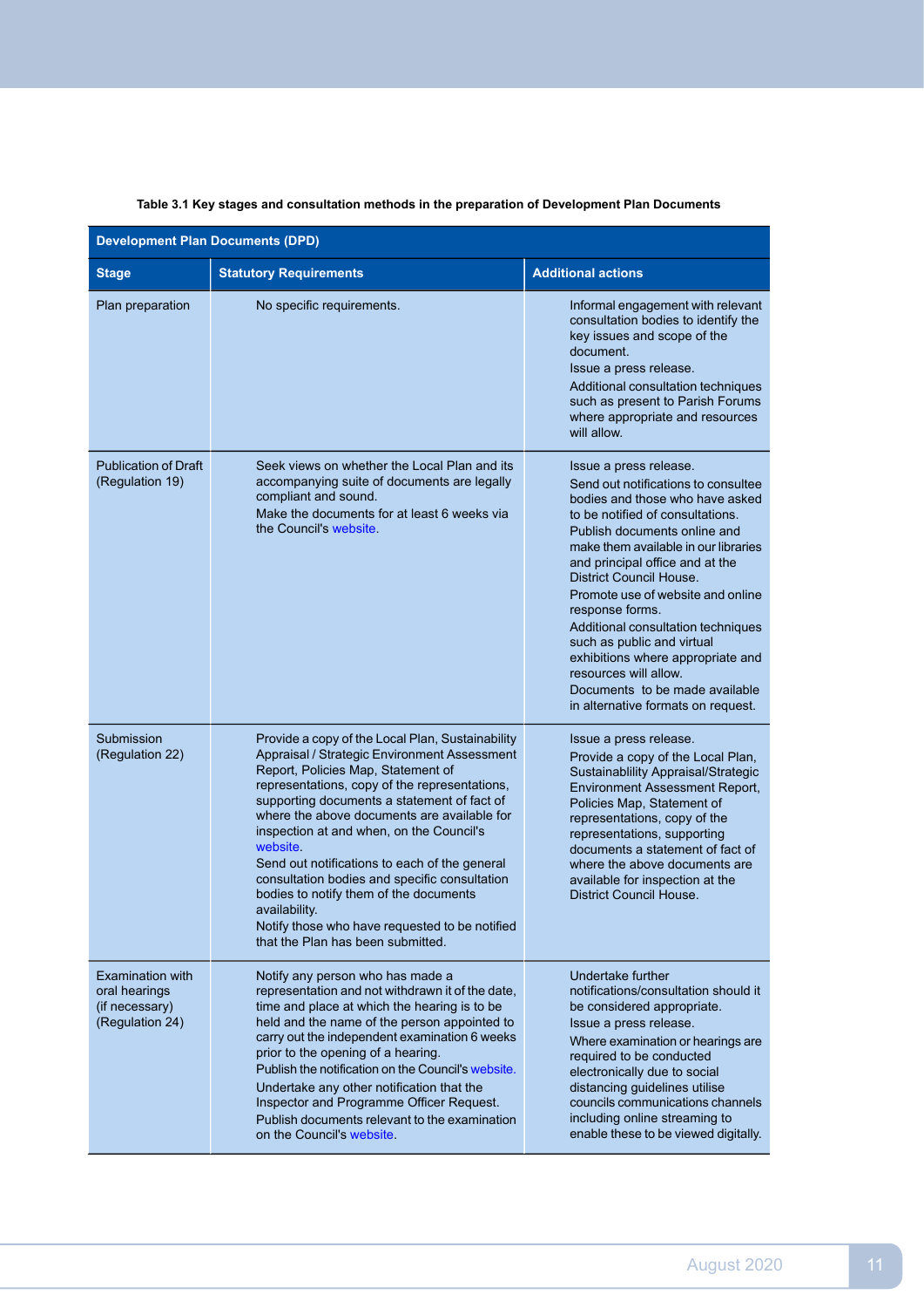**Table 3.1 Key stages and consultation methods in the preparation of Development Plan Documents**

| Development Plan Documents (DPD) | | |
|---|---|---|
| **Stage** | **Statutory Requirements** | **Additional actions** |
| Plan preparation | No specific requirements. | Informal engagement with relevant consultation bodies to identify the key issues and scope of the document.<br>Issue a press release.<br>Additional consultation techniques such as present to Parish Forums where appropriate and resources will allow. |
| Publication of Draft (Regulation 19) | Seek views on whether the Local Plan and its accompanying suite of documents are legally compliant and sound.<br>Make the documents for at least 6 weeks via the Council's website. | Issue a press release.<br>Send out notifications to consultee bodies and those who have asked to be notified of consultations.<br>Publish documents online and make them available in our libraries and principal office and at the District Council House.<br>Promote use of website and online response forms.<br>Additional consultation techniques such as public and virtual exhibitions where appropriate and resources will allow.<br>Documents to be made available in alternative formats on request. |
| Submission (Regulation 22) | Provide a copy of the Local Plan, Sustainability Appraisal / Strategic Environment Assessment Report, Policies Map, Statement of representations, copy of the representations, supporting documents a statement of fact of where the above documents are available for inspection at and when, on the Council's website.<br>Send out notifications to each of the general consultation bodies and specific consultation bodies to notify them of the documents availability.<br>Notify those who have requested to be notified that the Plan has been submitted. | Issue a press release.<br>Provide a copy of the Local Plan, Sustainablility Appraisal/Strategic Environment Assessment Report, Policies Map, Statement of representations, copy of the representations, supporting documents a statement of fact of where the above documents are available for inspection at the District Council House. |
| Examination with oral hearings (if necessary) (Regulation 24) | Notify any person who has made a representation and not withdrawn it of the date, time and place at which the hearing is to be held and the name of the person appointed to carry out the independent examination 6 weeks prior to the opening of a hearing.<br>Publish the notification on the Council's website.<br>Undertake any other notification that the Inspector and Programme Officer Request.<br>Publish documents relevant to the examination on the Council's website. | Undertake further notifications/consultation should it be considered appropriate.<br>Issue a press release.<br>Where examination or hearings are required to be conducted electronically due to social distancing guidelines utilise councils communications channels including online streaming to enable these to be viewed digitally. |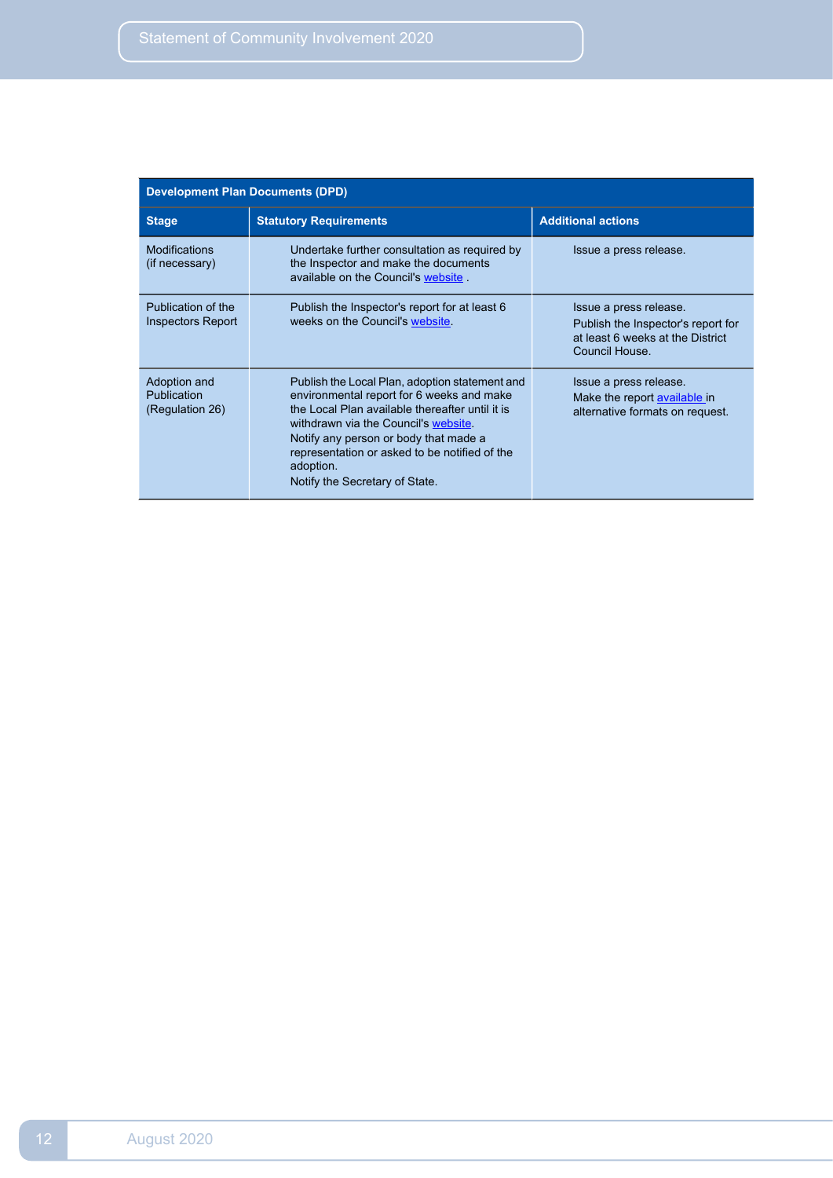| Development Plan Documents (DPD) | | |
|---|---|---|
| **Stage** | **Statutory Requirements** | **Additional actions** |
| Modifications (if necessary) | Undertake further consultation as required by the Inspector and make the documents available on the Council's website . | Issue a press release. |
| Publication of the Inspectors Report | Publish the Inspector's report for at least 6 weeks on the Council's website. | Issue a press release.<br>Publish the Inspector's report for at least 6 weeks at the District Council House. |
| Adoption and Publication (Regulation 26) | Publish the Local Plan, adoption statement and environmental report for 6 weeks and make the Local Plan available thereafter until it is withdrawn via the Council's website.<br>Notify any person or body that made a representation or asked to be notified of the adoption.<br>Notify the Secretary of State. | Issue a press release.<br>Make the report available in alternative formats on request. |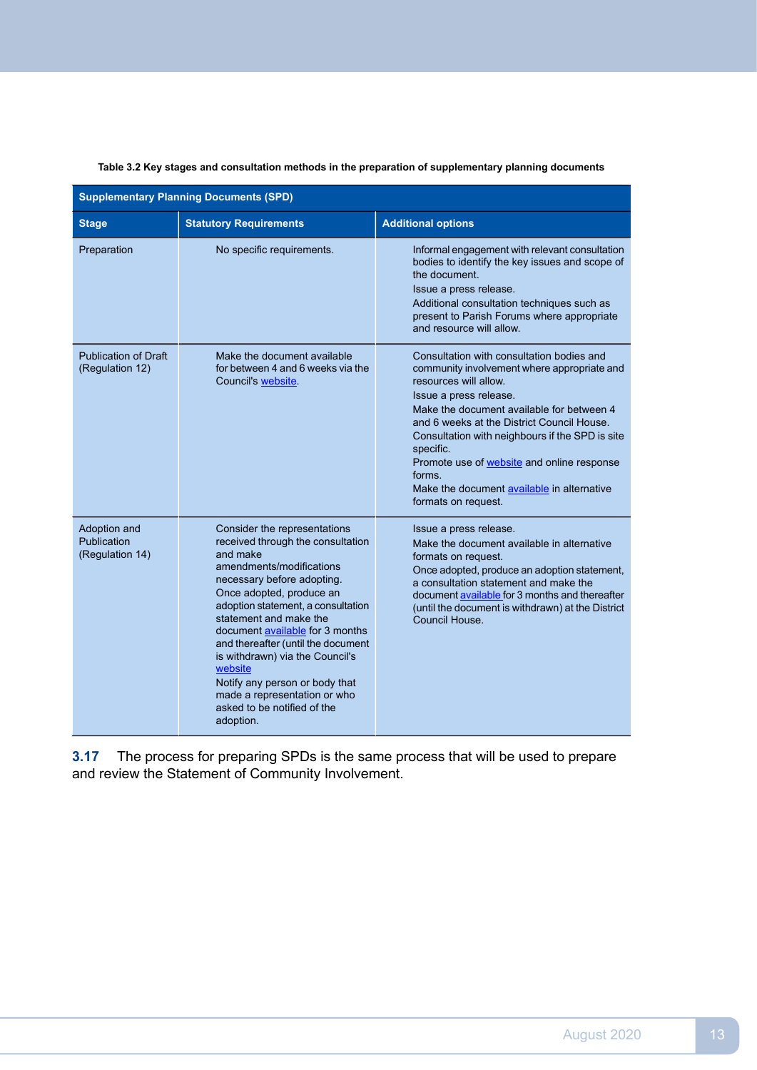**Table 3.2 Key stages and consultation methods in the preparation of supplementary planning documents**

| Supplementary Planning Documents (SPD) | | |
|---|---|---|
| **Stage** | **Statutory Requirements** | **Additional options** |
| Preparation | No specific requirements. | Informal engagement with relevant consultation bodies to identify the key issues and scope of the document.<br>Issue a press release.<br>Additional consultation techniques such as present to Parish Forums where appropriate and resource will allow. |
| Publication of Draft (Regulation 12) | Make the document available for between 4 and 6 weeks via the Council's website. | Consultation with consultation bodies and community involvement where appropriate and resources will allow.<br>Issue a press release.<br>Make the document available for between 4 and 6 weeks at the District Council House.<br>Consultation with neighbours if the SPD is site specific.<br>Promote use of website and online response forms.<br>Make the document available in alternative formats on request. |
| Adoption and Publication (Regulation 14) | Consider the representations received through the consultation and make amendments/modifications necessary before adopting.<br>Once adopted, produce an adoption statement, a consultation statement and make the document available for 3 months and thereafter (until the document is withdrawn) via the Council's website<br>Notify any person or body that made a representation or who asked to be notified of the adoption. | Issue a press release.<br>Make the document available in alternative formats on request.<br>Once adopted, produce an adoption statement, a consultation statement and make the document available for 3 months and thereafter (until the document is withdrawn) at the District Council House. |

**3.17** The process for preparing SPDs is the same process that will be used to prepare and review the Statement of Community Involvement.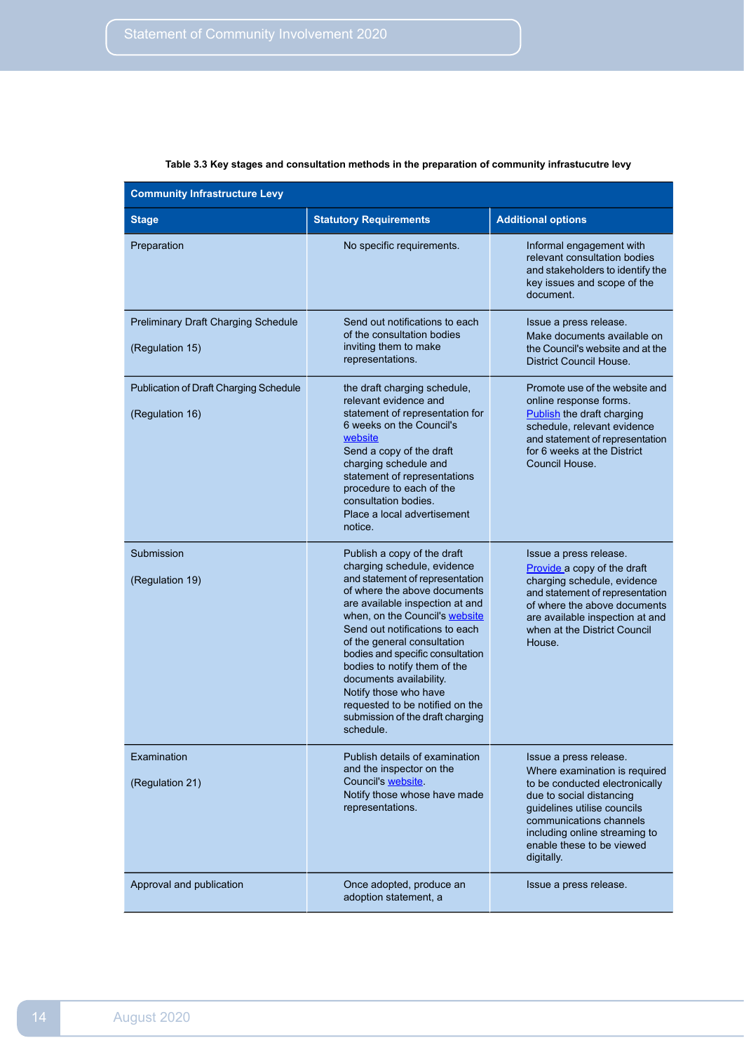**Table 3.3 Key stages and consultation methods in the preparation of community infrastucutre levy**

| Community Infrastructure Levy | | |
|---|---|---|
| **Stage** | **Statutory Requirements** | **Additional options** |
| Preparation | No specific requirements. | Informal engagement with relevant consultation bodies and stakeholders to identify the key issues and scope of the document. |
| Preliminary Draft Charging Schedule<br><br>(Regulation 15) | Send out notifications to each of the consultation bodies inviting them to make representations. | Issue a press release.<br>Make documents available on the Council's website and at the District Council House. |
| Publication of Draft Charging Schedule<br><br>(Regulation 16) | the draft charging schedule, relevant evidence and statement of representation for 6 weeks on the Council's website<br>Send a copy of the draft charging schedule and statement of representations procedure to each of the consultation bodies.<br>Place a local advertisement notice. | Promote use of the website and online response forms.<br>Publish the draft charging schedule, relevant evidence and statement of representation for 6 weeks at the District Council House. |
| Submission<br><br>(Regulation 19) | Publish a copy of the draft charging schedule, evidence and statement of representation of where the above documents are available inspection at and when, on the Council's website<br>Send out notifications to each of the general consultation bodies and specific consultation bodies to notify them of the documents availability.<br>Notify those who have requested to be notified on the submission of the draft charging schedule. | Issue a press release.<br>Provide a copy of the draft charging schedule, evidence and statement of representation of where the above documents are available inspection at and when at the District Council House. |
| Examination<br><br>(Regulation 21) | Publish details of examination and the inspector on the Council's website.<br>Notify those whose have made representations. | Issue a press release.<br>Where examination is required to be conducted electronically due to social distancing guidelines utilise councils communications channels including online streaming to enable these to be viewed digitally. |
| Approval and publication | Once adopted, produce an adoption statement, a | Issue a press release. |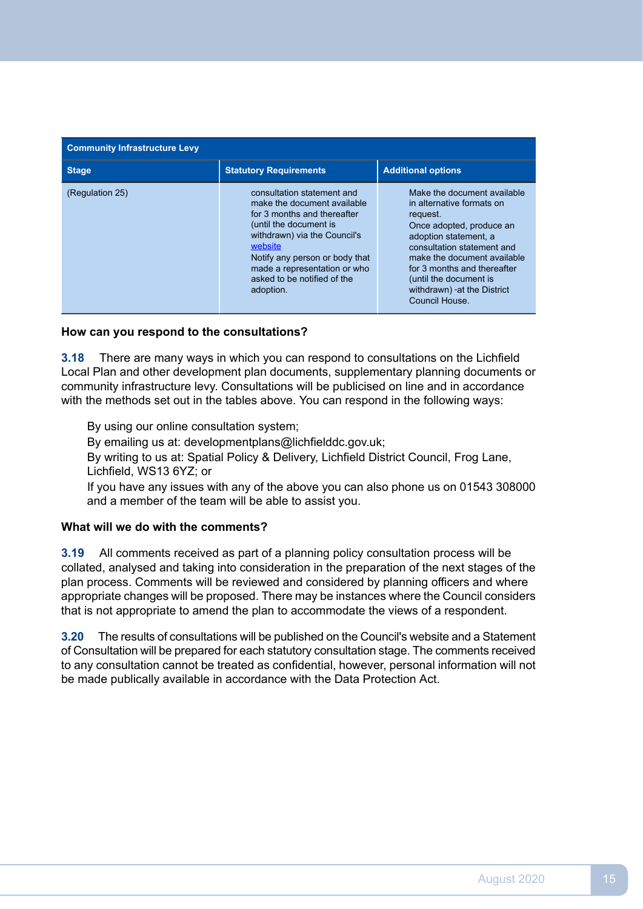| Community Infrastructure Levy | | |
|---|---|---|
| **Stage** | **Statutory Requirements** | **Additional options** |
| (Regulation 25) | consultation statement and make the document available for 3 months and thereafter (until the document is withdrawn) via the Council's website<br>Notify any person or body that made a representation or who asked to be notified of the adoption. | Make the document available in alternative formats on request.<br>Once adopted, produce an adoption statement, a consultation statement and make the document available for 3 months and thereafter (until the document is withdrawn) -at the District Council House. |

### How can you respond to the consultations?

**3.18** There are many ways in which you can respond to consultations on the Lichfield Local Plan and other development plan documents, supplementary planning documents or community infrastructure levy. Consultations will be publicised on line and in accordance with the methods set out in the tables above. You can respond in the following ways:

- By using our online consultation system;
- By emailing us at: developmentplans@lichfielddc.gov.uk;
- By writing to us at: Spatial Policy & Delivery, Lichfield District Council, Frog Lane, Lichfield, WS13 6YZ; or
- If you have any issues with any of the above you can also phone us on 01543 308000 and a member of the team will be able to assist you.

### What will we do with the comments?

**3.19** All comments received as part of a planning policy consultation process will be collated, analysed and taking into consideration in the preparation of the next stages of the plan process. Comments will be reviewed and considered by planning officers and where appropriate changes will be proposed. There may be instances where the Council considers that is not appropriate to amend the plan to accommodate the views of a respondent.

**3.20** The results of consultations will be published on the Council's website and a Statement of Consultation will be prepared for each statutory consultation stage. The comments received to any consultation cannot be treated as confidential, however, personal information will not be made publically available in accordance with the Data Protection Act.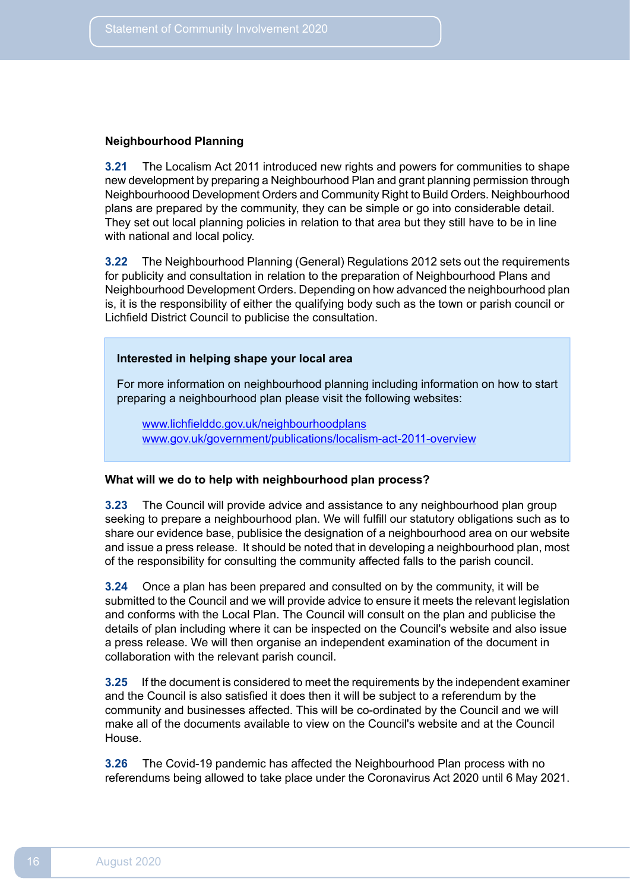### Neighbourhood Planning

**3.21** The Localism Act 2011 introduced new rights and powers for communities to shape new development by preparing a Neighbourhood Plan and grant planning permission through Neighbourhoood Development Orders and Community Right to Build Orders. Neighbourhood plans are prepared by the community, they can be simple or go into considerable detail. They set out local planning policies in relation to that area but they still have to be in line with national and local policy.

**3.22** The Neighbourhood Planning (General) Regulations 2012 sets out the requirements for publicity and consultation in relation to the preparation of Neighbourhood Plans and Neighbourhood Development Orders. Depending on how advanced the neighbourhood plan is, it is the responsibility of either the qualifying body such as the town or parish council or Lichfield District Council to publicise the consultation.

> **Interested in helping shape your local area**
>
> For more information on neighbourhood planning including information on how to start preparing a neighbourhood plan please visit the following websites:
>
> www.lichfielddc.gov.uk/neighbourhoodplans
> www.gov.uk/government/publications/localism-act-2011-overview

#### What will we do to help with neighbourhood plan process?

**3.23** The Council will provide advice and assistance to any neighbourhood plan group seeking to prepare a neighbourhood plan. We will fulfill our statutory obligations such as to share our evidence base, publicise the designation of a neighbourhood area on our website and issue a press release. It should be noted that in developing a neighbourhood plan, most of the responsibility for consulting the community affected falls to the parish council.

**3.24** Once a plan has been prepared and consulted on by the community, it will be submitted to the Council and we will provide advice to ensure it meets the relevant legislation and conforms with the Local Plan. The Council will consult on the plan and publicise the details of plan including where it can be inspected on the Council's website and also issue a press release. We will then organise an independent examination of the document in collaboration with the relevant parish council.

**3.25** If the document is considered to meet the requirements by the independent examiner and the Council is also satisfied it does then it will be subject to a referendum by the community and businesses affected. This will be co-ordinated by the Council and we will make all of the documents available to view on the Council's website and at the Council House.

**3.26** The Covid-19 pandemic has affected the Neighbourhood Plan process with no referendums being allowed to take place under the Coronavirus Act 2020 until 6 May 2021.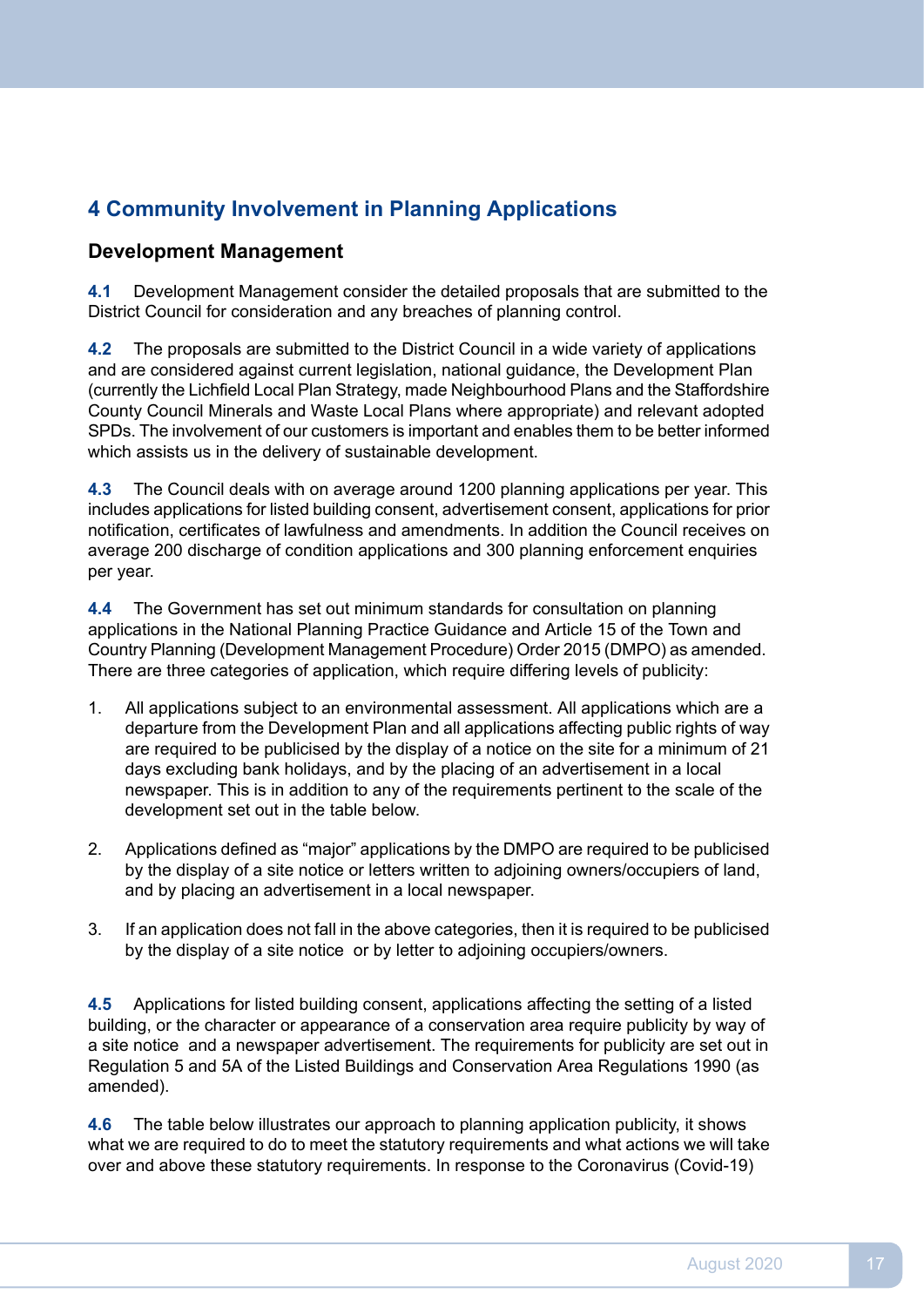# 4 Community Involvement in Planning Applications

## Development Management

**4.1** Development Management consider the detailed proposals that are submitted to the District Council for consideration and any breaches of planning control.

**4.2** The proposals are submitted to the District Council in a wide variety of applications and are considered against current legislation, national guidance, the Development Plan (currently the Lichfield Local Plan Strategy, made Neighbourhood Plans and the Staffordshire County Council Minerals and Waste Local Plans where appropriate) and relevant adopted SPDs. The involvement of our customers is important and enables them to be better informed which assists us in the delivery of sustainable development.

**4.3** The Council deals with on average around 1200 planning applications per year. This includes applications for listed building consent, advertisement consent, applications for prior notification, certificates of lawfulness and amendments. In addition the Council receives on average 200 discharge of condition applications and 300 planning enforcement enquiries per year.

**4.4** The Government has set out minimum standards for consultation on planning applications in the National Planning Practice Guidance and Article 15 of the Town and Country Planning (Development Management Procedure) Order 2015 (DMPO) as amended. There are three categories of application, which require differing levels of publicity:

1. All applications subject to an environmental assessment. All applications which are a departure from the Development Plan and all applications affecting public rights of way are required to be publicised by the display of a notice on the site for a minimum of 21 days excluding bank holidays, and by the placing of an advertisement in a local newspaper. This is in addition to any of the requirements pertinent to the scale of the development set out in the table below.
2. Applications defined as "major" applications by the DMPO are required to be publicised by the display of a site notice or letters written to adjoining owners/occupiers of land, and by placing an advertisement in a local newspaper.
3. If an application does not fall in the above categories, then it is required to be publicised by the display of a site notice or by letter to adjoining occupiers/owners.

**4.5** Applications for listed building consent, applications affecting the setting of a listed building, or the character or appearance of a conservation area require publicity by way of a site notice and a newspaper advertisement. The requirements for publicity are set out in Regulation 5 and 5A of the Listed Buildings and Conservation Area Regulations 1990 (as amended).

**4.6** The table below illustrates our approach to planning application publicity, it shows what we are required to do to meet the statutory requirements and what actions we will take over and above these statutory requirements. In response to the Coronavirus (Covid-19)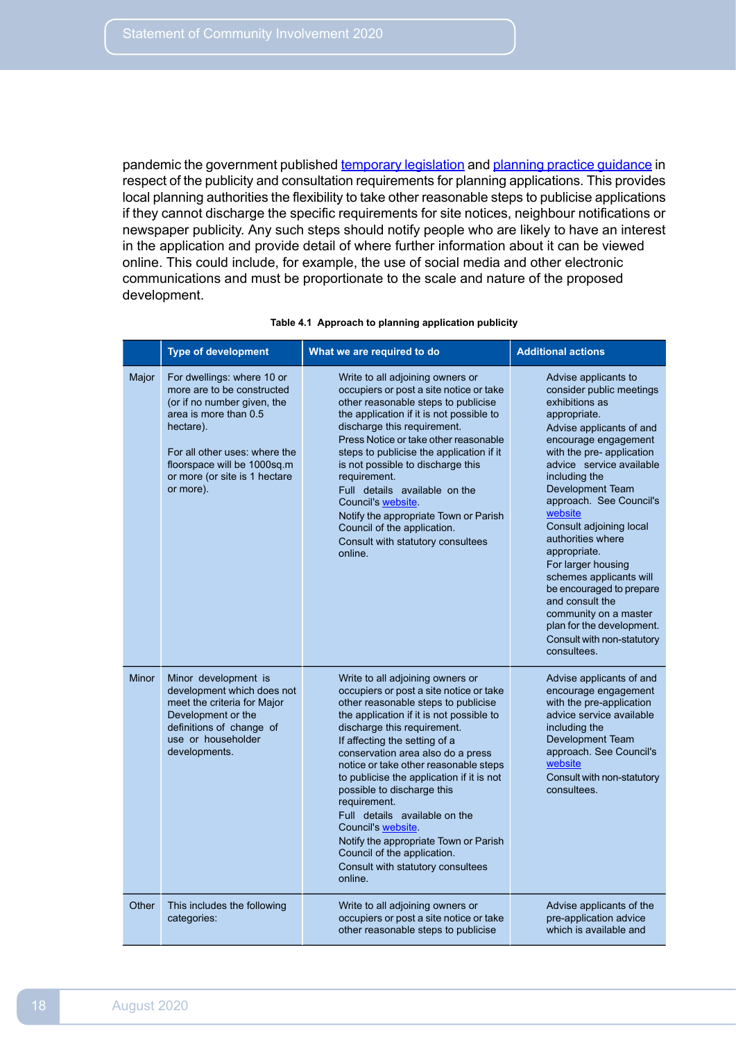pandemic the government published [temporary legislation]() and [planning practice guidance]() in respect of the publicity and consultation requirements for planning applications. This provides local planning authorities the flexibility to take other reasonable steps to publicise applications if they cannot discharge the specific requirements for site notices, neighbour notifications or newspaper publicity. Any such steps should notify people who are likely to have an interest in the application and provide detail of where further information about it can be viewed online. This could include, for example, the use of social media and other electronic communications and must be proportionate to the scale and nature of the proposed development.

**Table 4.1 Approach to planning application publicity**

| | Type of development | What we are required to do | Additional actions |
|---|---|---|---|
| Major | For dwellings: where 10 or more are to be constructed (or if no number given, the area is more than 0.5 hectare).<br><br>For all other uses: where the floorspace will be 1000sq.m or more (or site is 1 hectare or more). | Write to all adjoining owners or occupiers or post a site notice or take other reasonable steps to publicise the application if it is not possible to discharge this requirement.<br>Press Notice or take other reasonable steps to publicise the application if it is not possible to discharge this requirement.<br>Full details available on the Council's website.<br>Notify the appropriate Town or Parish Council of the application.<br>Consult with statutory consultees online. | Advise applicants to consider public meetings exhibitions as appropriate.<br>Advise applicants of and encourage engagement with the pre- application advice service available including the Development Team approach. See Council's website<br>Consult adjoining local authorities where appropriate.<br>For larger housing schemes applicants will be encouraged to prepare and consult the community on a master plan for the development.<br>Consult with non-statutory consultees. |
| Minor | Minor development is development which does not meet the criteria for Major Development or the definitions of change of use or householder developments. | Write to all adjoining owners or occupiers or post a site notice or take other reasonable steps to publicise the application if it is not possible to discharge this requirement.<br>If affecting the setting of a conservation area also do a press notice or take other reasonable steps to publicise the application if it is not possible to discharge this requirement.<br>Full details available on the Council's website.<br>Notify the appropriate Town or Parish Council of the application.<br>Consult with statutory consultees online. | Advise applicants of and encourage engagement with the pre-application advice service available including the Development Team approach. See Council's website<br>Consult with non-statutory consultees. |
| Other | This includes the following categories: | Write to all adjoining owners or occupiers or post a site notice or take other reasonable steps to publicise | Advise applicants of the pre-application advice which is available and |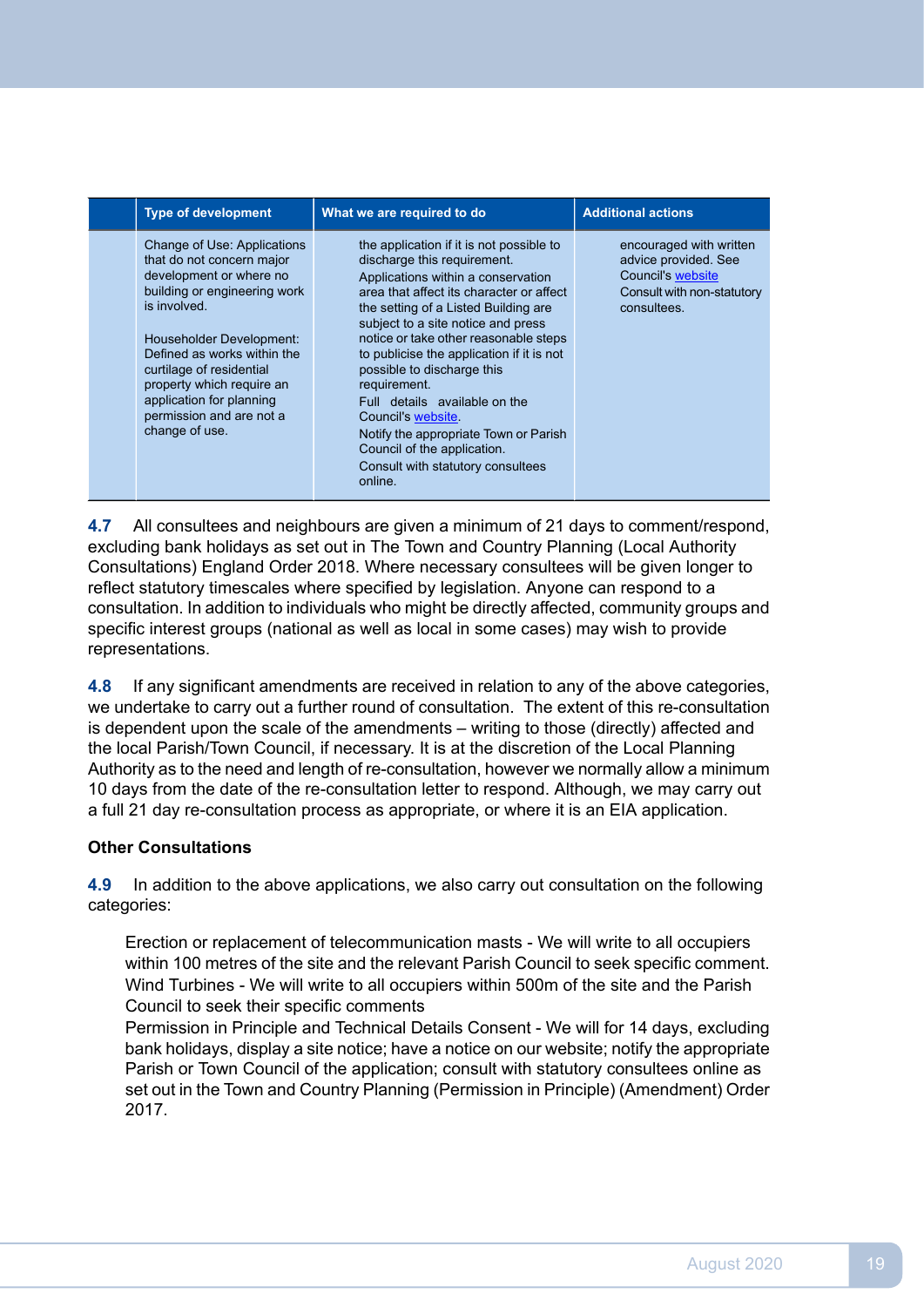|  | Type of development | What we are required to do | Additional actions |
|---|---|---|---|
|  | Change of Use: Applications that do not concern major development or where no building or engineering work is involved.<br><br>Householder Development: Defined as works within the curtilage of residential property which require an application for planning permission and are not a change of use. | the application if it is not possible to discharge this requirement.<br>Applications within a conservation area that affect its character or affect the setting of a Listed Building are subject to a site notice and press notice or take other reasonable steps to publicise the application if it is not possible to discharge this requirement.<br>Full details available on the Council's website.<br>Notify the appropriate Town or Parish Council of the application.<br>Consult with statutory consultees online. | encouraged with written advice provided. See Council's website<br>Consult with non-statutory consultees. |

**4.7** All consultees and neighbours are given a minimum of 21 days to comment/respond, excluding bank holidays as set out in The Town and Country Planning (Local Authority Consultations) England Order 2018. Where necessary consultees will be given longer to reflect statutory timescales where specified by legislation. Anyone can respond to a consultation. In addition to individuals who might be directly affected, community groups and specific interest groups (national as well as local in some cases) may wish to provide representations.

**4.8** If any significant amendments are received in relation to any of the above categories, we undertake to carry out a further round of consultation. The extent of this re-consultation is dependent upon the scale of the amendments – writing to those (directly) affected and the local Parish/Town Council, if necessary. It is at the discretion of the Local Planning Authority as to the need and length of re-consultation, however we normally allow a minimum 10 days from the date of the re-consultation letter to respond. Although, we may carry out a full 21 day re-consultation process as appropriate, or where it is an EIA application.

### Other Consultations

**4.9** In addition to the above applications, we also carry out consultation on the following categories:

Erection or replacement of telecommunication masts - We will write to all occupiers within 100 metres of the site and the relevant Parish Council to seek specific comment.
Wind Turbines - We will write to all occupiers within 500m of the site and the Parish Council to seek their specific comments
Permission in Principle and Technical Details Consent - We will for 14 days, excluding bank holidays, display a site notice; have a notice on our website; notify the appropriate Parish or Town Council of the application; consult with statutory consultees online as set out in the Town and Country Planning (Permission in Principle) (Amendment) Order 2017.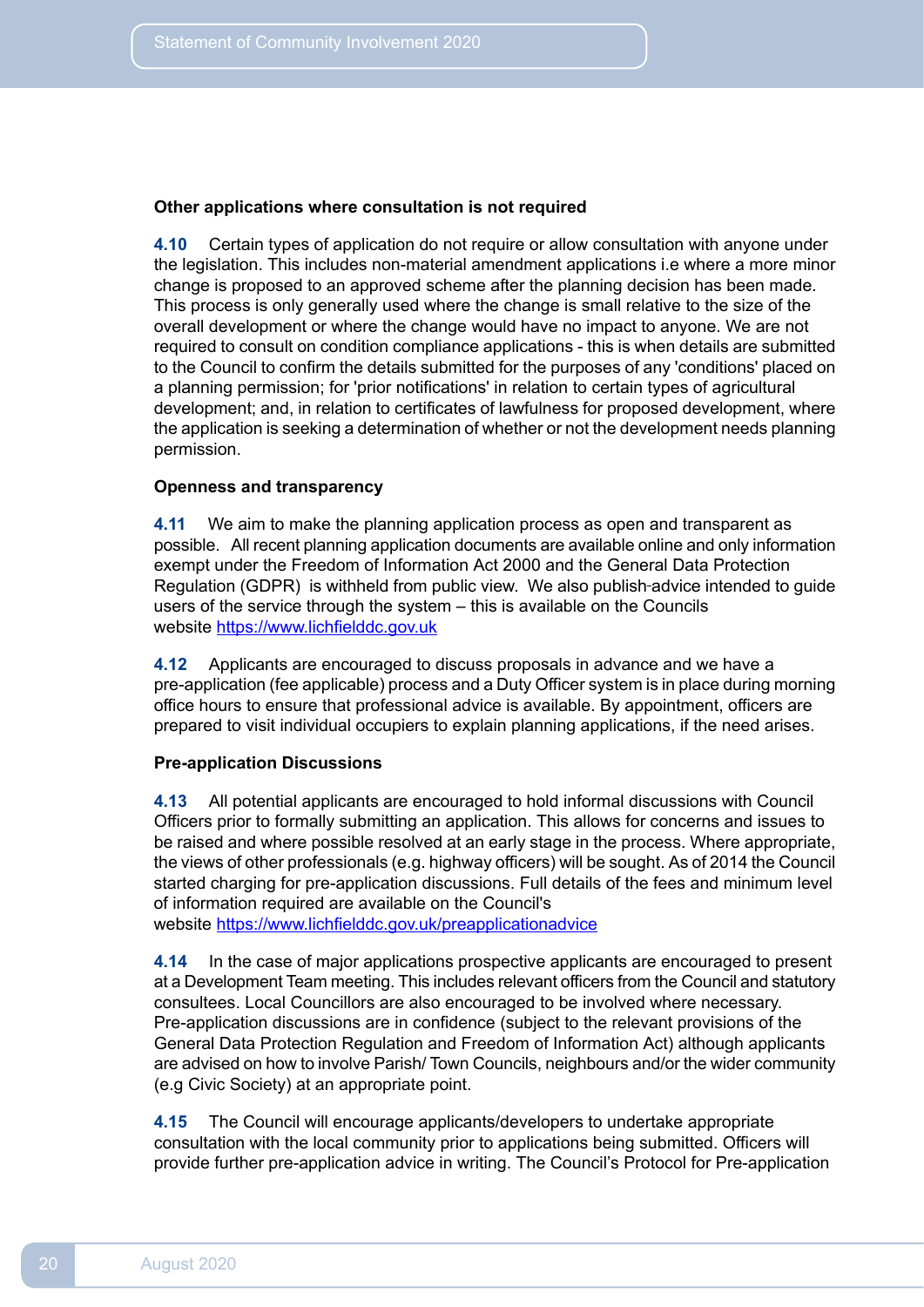**Other applications where consultation is not required**

**4.10** Certain types of application do not require or allow consultation with anyone under the legislation. This includes non-material amendment applications i.e where a more minor change is proposed to an approved scheme after the planning decision has been made. This process is only generally used where the change is small relative to the size of the overall development or where the change would have no impact to anyone. We are not required to consult on condition compliance applications - this is when details are submitted to the Council to confirm the details submitted for the purposes of any 'conditions' placed on a planning permission; for 'prior notifications' in relation to certain types of agricultural development; and, in relation to certificates of lawfulness for proposed development, where the application is seeking a determination of whether or not the development needs planning permission.

**Openness and transparency**

**4.11** We aim to make the planning application process as open and transparent as possible. All recent planning application documents are available online and only information exempt under the Freedom of Information Act 2000 and the General Data Protection Regulation (GDPR) is withheld from public view. We also publish advice intended to guide users of the service through the system – this is available on the Councils website [https://www.lichfielddc.gov.uk](https://www.lichfielddc.gov.uk)

**4.12** Applicants are encouraged to discuss proposals in advance and we have a pre-application (fee applicable) process and a Duty Officer system is in place during morning office hours to ensure that professional advice is available. By appointment, officers are prepared to visit individual occupiers to explain planning applications, if the need arises.

**Pre-application Discussions**

**4.13** All potential applicants are encouraged to hold informal discussions with Council Officers prior to formally submitting an application. This allows for concerns and issues to be raised and where possible resolved at an early stage in the process. Where appropriate, the views of other professionals (e.g. highway officers) will be sought. As of 2014 the Council started charging for pre-application discussions. Full details of the fees and minimum level of information required are available on the Council's website [https://www.lichfielddc.gov.uk/preapplicationadvice](https://www.lichfielddc.gov.uk/preapplicationadvice)

**4.14** In the case of major applications prospective applicants are encouraged to present at a Development Team meeting. This includes relevant officers from the Council and statutory consultees. Local Councillors are also encouraged to be involved where necessary. Pre-application discussions are in confidence (subject to the relevant provisions of the General Data Protection Regulation and Freedom of Information Act) although applicants are advised on how to involve Parish/ Town Councils, neighbours and/or the wider community (e.g Civic Society) at an appropriate point.

**4.15** The Council will encourage applicants/developers to undertake appropriate consultation with the local community prior to applications being submitted. Officers will provide further pre-application advice in writing. The Council's Protocol for Pre-application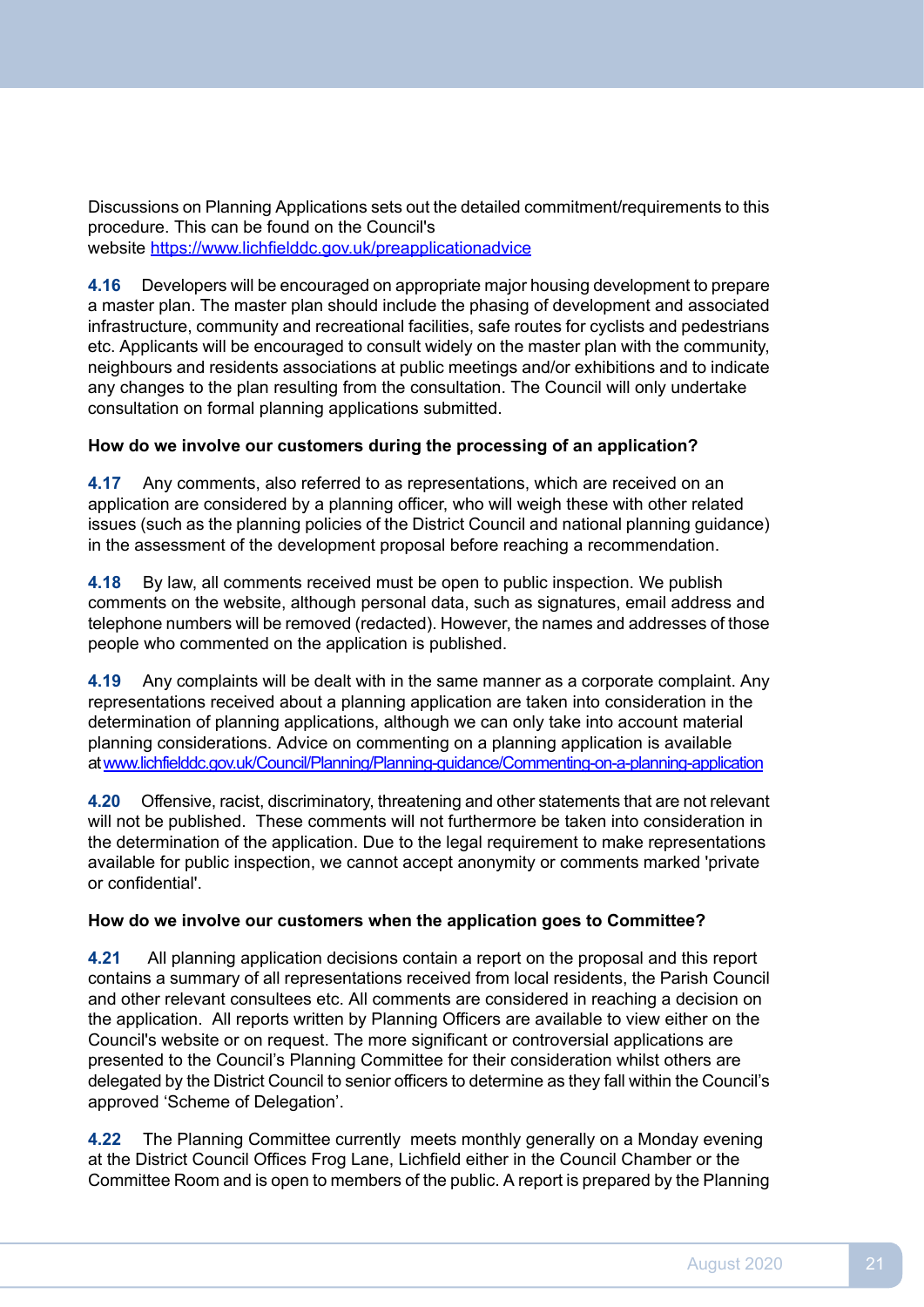Discussions on Planning Applications sets out the detailed commitment/requirements to this procedure. This can be found on the Council's website https://www.lichfielddc.gov.uk/preapplicationadvice

**4.16** Developers will be encouraged on appropriate major housing development to prepare a master plan. The master plan should include the phasing of development and associated infrastructure, community and recreational facilities, safe routes for cyclists and pedestrians etc. Applicants will be encouraged to consult widely on the master plan with the community, neighbours and residents associations at public meetings and/or exhibitions and to indicate any changes to the plan resulting from the consultation. The Council will only undertake consultation on formal planning applications submitted.

**How do we involve our customers during the processing of an application?**

**4.17** Any comments, also referred to as representations, which are received on an application are considered by a planning officer, who will weigh these with other related issues (such as the planning policies of the District Council and national planning guidance) in the assessment of the development proposal before reaching a recommendation.

**4.18** By law, all comments received must be open to public inspection. We publish comments on the website, although personal data, such as signatures, email address and telephone numbers will be removed (redacted). However, the names and addresses of those people who commented on the application is published.

**4.19** Any complaints will be dealt with in the same manner as a corporate complaint. Any representations received about a planning application are taken into consideration in the determination of planning applications, although we can only take into account material planning considerations. Advice on commenting on a planning application is available at www.lichfielddc.gov.uk/Council/Planning/Planning-guidance/Commenting-on-a-planning-application

**4.20** Offensive, racist, discriminatory, threatening and other statements that are not relevant will not be published. These comments will not furthermore be taken into consideration in the determination of the application. Due to the legal requirement to make representations available for public inspection, we cannot accept anonymity or comments marked 'private or confidential'.

**How do we involve our customers when the application goes to Committee?**

**4.21** All planning application decisions contain a report on the proposal and this report contains a summary of all representations received from local residents, the Parish Council and other relevant consultees etc. All comments are considered in reaching a decision on the application. All reports written by Planning Officers are available to view either on the Council's website or on request. The more significant or controversial applications are presented to the Council's Planning Committee for their consideration whilst others are delegated by the District Council to senior officers to determine as they fall within the Council's approved 'Scheme of Delegation'.

**4.22** The Planning Committee currently meets monthly generally on a Monday evening at the District Council Offices Frog Lane, Lichfield either in the Council Chamber or the Committee Room and is open to members of the public. A report is prepared by the Planning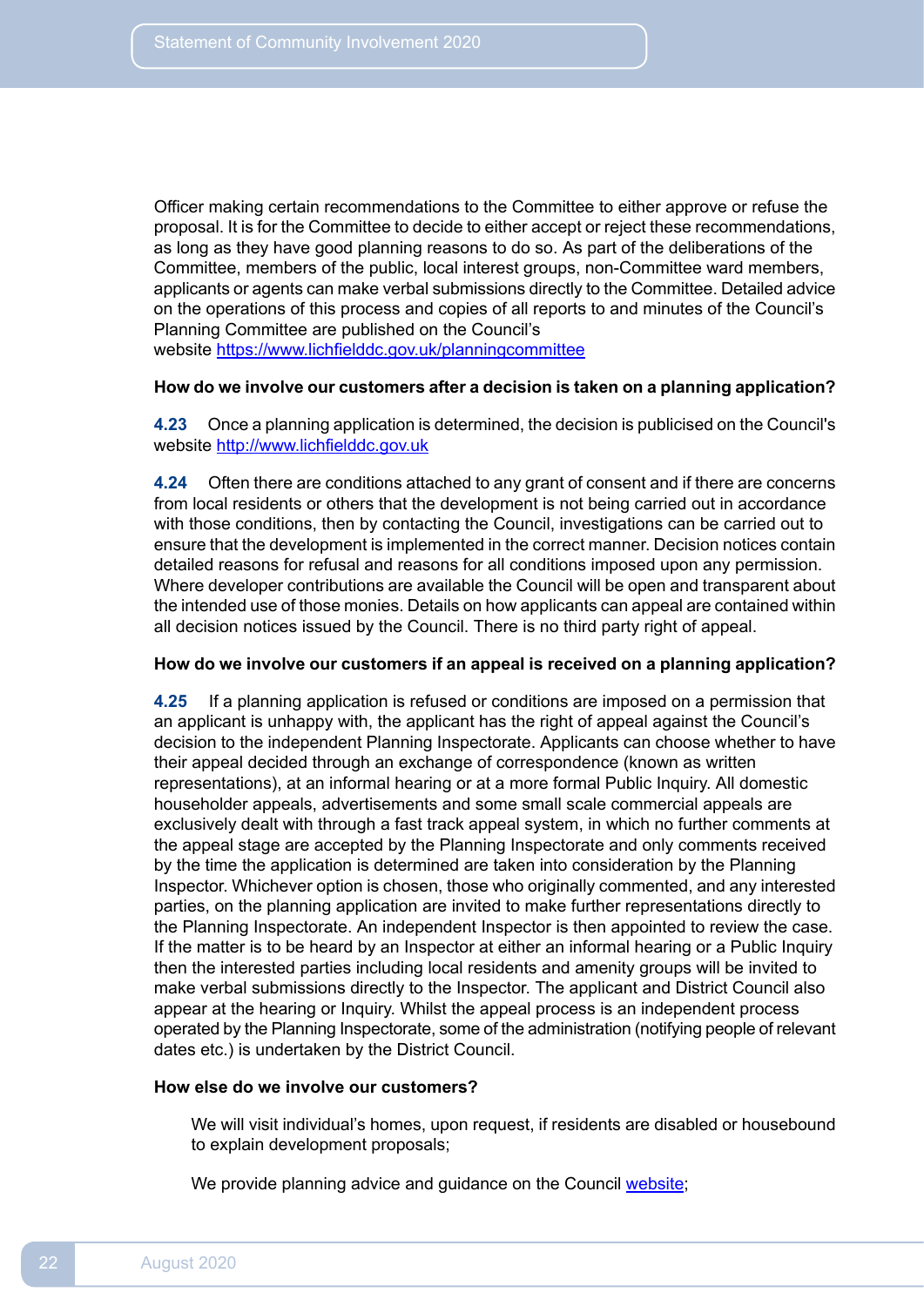Officer making certain recommendations to the Committee to either approve or refuse the proposal. It is for the Committee to decide to either accept or reject these recommendations, as long as they have good planning reasons to do so. As part of the deliberations of the Committee, members of the public, local interest groups, non-Committee ward members, applicants or agents can make verbal submissions directly to the Committee. Detailed advice on the operations of this process and copies of all reports to and minutes of the Council's Planning Committee are published on the Council's website [https://www.lichfielddc.gov.uk/planningcommittee](https://www.lichfielddc.gov.uk/planningcommittee)

**How do we involve our customers after a decision is taken on a planning application?**

**4.23** Once a planning application is determined, the decision is publicised on the Council's website [http://www.lichfielddc.gov.uk](http://www.lichfielddc.gov.uk)

**4.24** Often there are conditions attached to any grant of consent and if there are concerns from local residents or others that the development is not being carried out in accordance with those conditions, then by contacting the Council, investigations can be carried out to ensure that the development is implemented in the correct manner. Decision notices contain detailed reasons for refusal and reasons for all conditions imposed upon any permission. Where developer contributions are available the Council will be open and transparent about the intended use of those monies. Details on how applicants can appeal are contained within all decision notices issued by the Council. There is no third party right of appeal.

**How do we involve our customers if an appeal is received on a planning application?**

**4.25** If a planning application is refused or conditions are imposed on a permission that an applicant is unhappy with, the applicant has the right of appeal against the Council's decision to the independent Planning Inspectorate. Applicants can choose whether to have their appeal decided through an exchange of correspondence (known as written representations), at an informal hearing or at a more formal Public Inquiry. All domestic householder appeals, advertisements and some small scale commercial appeals are exclusively dealt with through a fast track appeal system, in which no further comments at the appeal stage are accepted by the Planning Inspectorate and only comments received by the time the application is determined are taken into consideration by the Planning Inspector. Whichever option is chosen, those who originally commented, and any interested parties, on the planning application are invited to make further representations directly to the Planning Inspectorate. An independent Inspector is then appointed to review the case. If the matter is to be heard by an Inspector at either an informal hearing or a Public Inquiry then the interested parties including local residents and amenity groups will be invited to make verbal submissions directly to the Inspector. The applicant and District Council also appear at the hearing or Inquiry. Whilst the appeal process is an independent process operated by the Planning Inspectorate, some of the administration (notifying people of relevant dates etc.) is undertaken by the District Council.

**How else do we involve our customers?**

- We will visit individual's homes, upon request, if residents are disabled or housebound to explain development proposals;
- We provide planning advice and guidance on the Council website;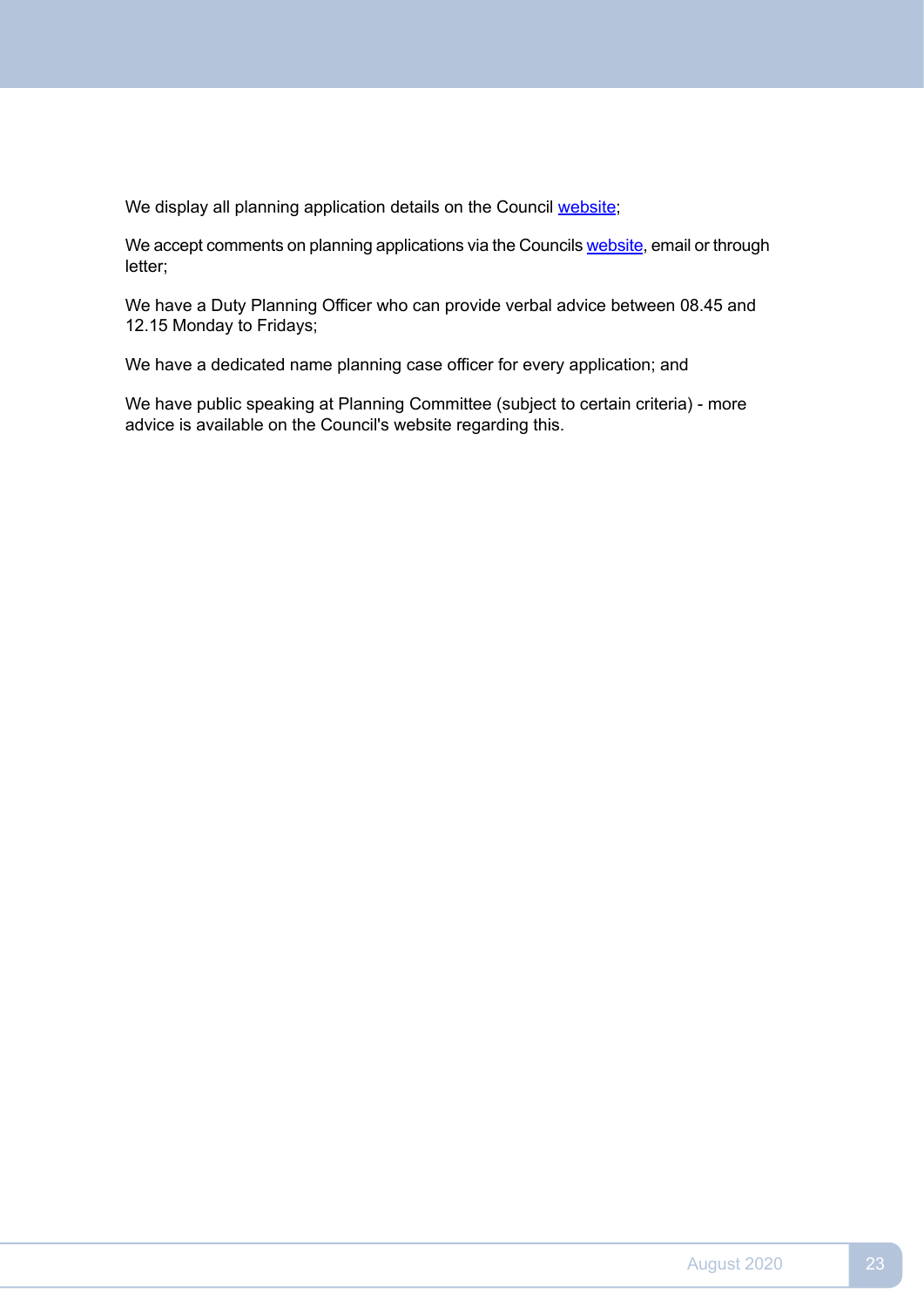We display all planning application details on the Council website;

We accept comments on planning applications via the Councils website, email or through letter;

We have a Duty Planning Officer who can provide verbal advice between 08.45 and 12.15 Monday to Fridays;

We have a dedicated name planning case officer for every application; and

We have public speaking at Planning Committee (subject to certain criteria) - more advice is available on the Council's website regarding this.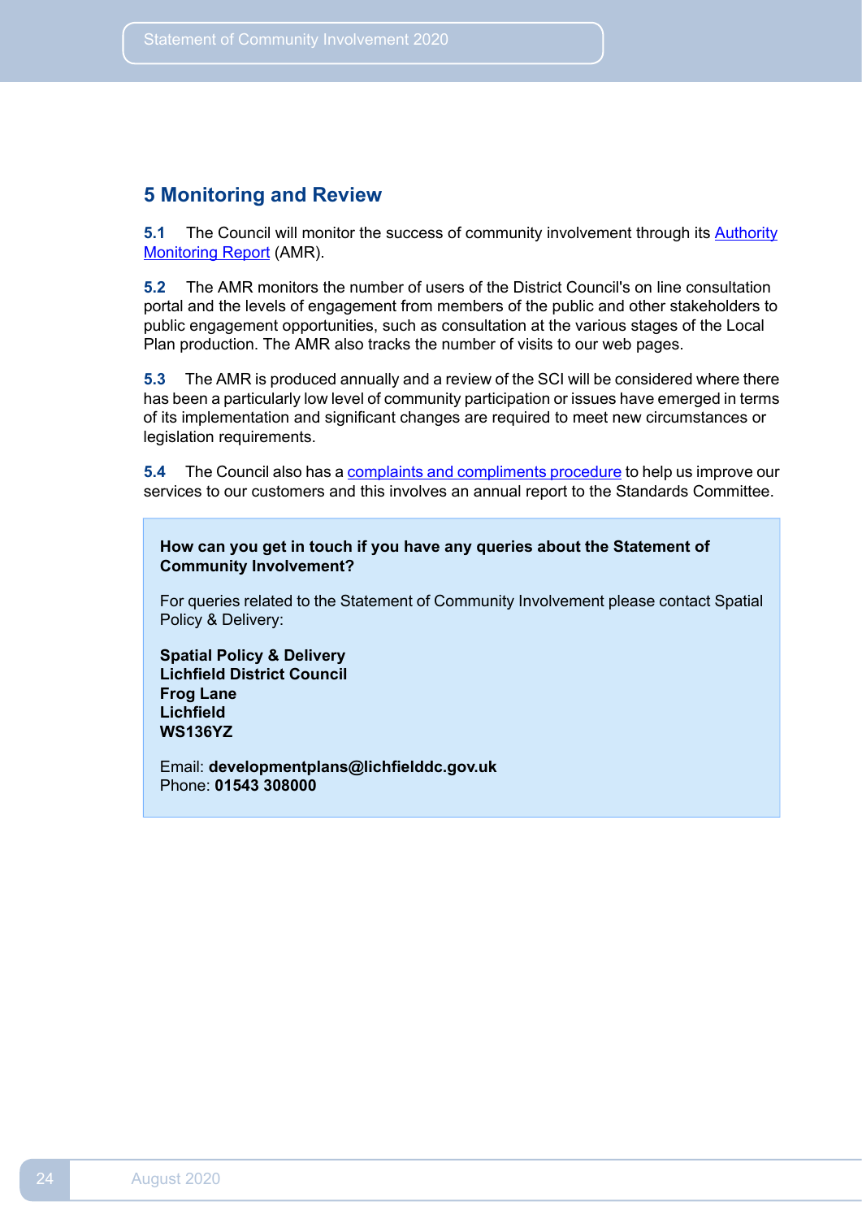## 5 Monitoring and Review

**5.1** The Council will monitor the success of community involvement through its Authority Monitoring Report (AMR).

**5.2** The AMR monitors the number of users of the District Council's on line consultation portal and the levels of engagement from members of the public and other stakeholders to public engagement opportunities, such as consultation at the various stages of the Local Plan production. The AMR also tracks the number of visits to our web pages.

**5.3** The AMR is produced annually and a review of the SCI will be considered where there has been a particularly low level of community participation or issues have emerged in terms of its implementation and significant changes are required to meet new circumstances or legislation requirements.

**5.4** The Council also has a complaints and compliments procedure to help us improve our services to our customers and this involves an annual report to the Standards Committee.

**How can you get in touch if you have any queries about the Statement of Community Involvement?**

For queries related to the Statement of Community Involvement please contact Spatial Policy & Delivery:

**Spatial Policy & Delivery**
**Lichfield District Council**
**Frog Lane**
**Lichfield**
**WS136YZ**

Email: **developmentplans@lichfielddc.gov.uk**
Phone: **01543 308000**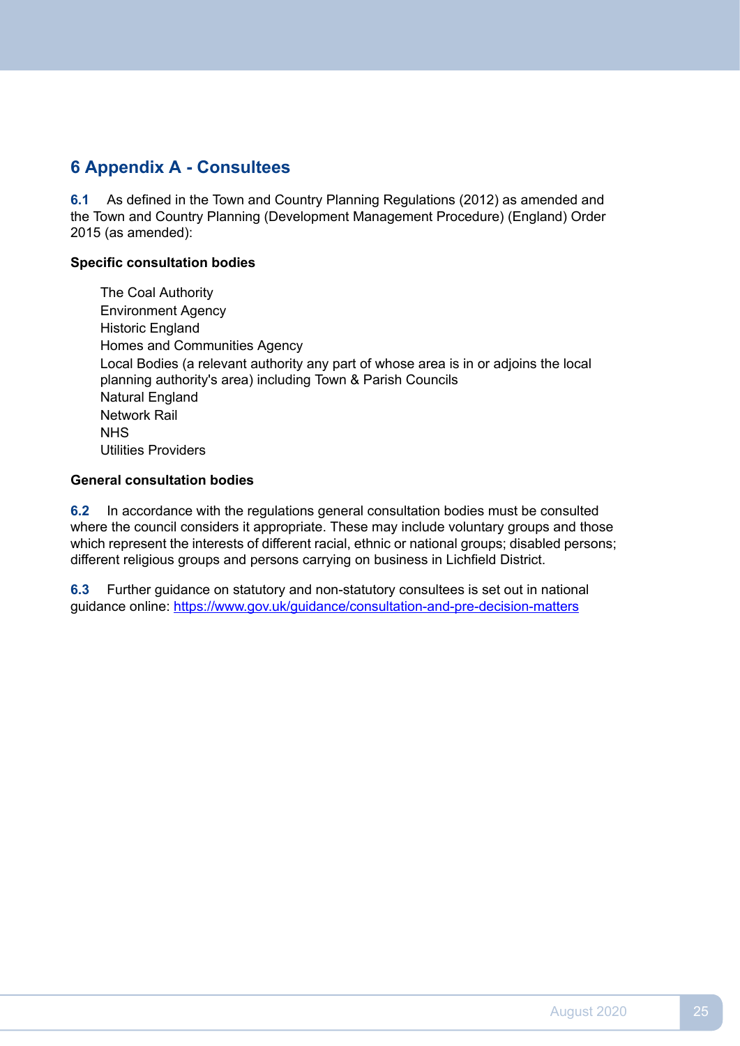# 6 Appendix A - Consultees

**6.1** As defined in the Town and Country Planning Regulations (2012) as amended and the Town and Country Planning (Development Management Procedure) (England) Order 2015 (as amended):

**Specific consultation bodies**

- The Coal Authority
- Environment Agency
- Historic England
- Homes and Communities Agency
- Local Bodies (a relevant authority any part of whose area is in or adjoins the local planning authority's area) including Town & Parish Councils
- Natural England
- Network Rail
- NHS
- Utilities Providers

**General consultation bodies**

**6.2** In accordance with the regulations general consultation bodies must be consulted where the council considers it appropriate. These may include voluntary groups and those which represent the interests of different racial, ethnic or national groups; disabled persons; different religious groups and persons carrying on business in Lichfield District.

**6.3** Further guidance on statutory and non-statutory consultees is set out in national guidance online: https://www.gov.uk/guidance/consultation-and-pre-decision-matters